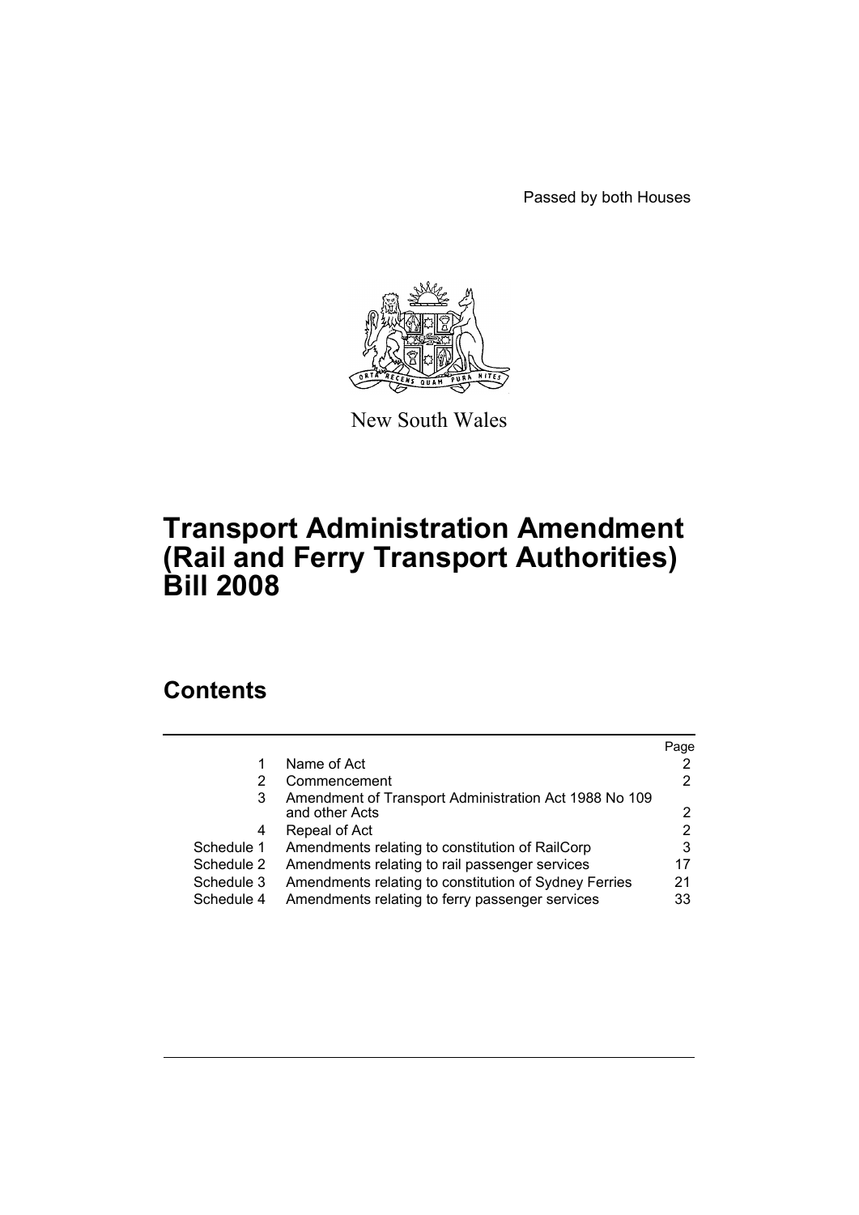Passed by both Houses

New South Wales

# Transport Administration Amendment (Rail and Ferry Transport Authorities) Bill 2008

## Contents

| | | Page |
|---|---|---|
| 1 | Name of Act | 2 |
| 2 | Commencement | 2 |
| 3 | Amendment of Transport Administration Act 1988 No 109 and other Acts | 2 |
| 4 | Repeal of Act | 2 |
| Schedule 1 | Amendments relating to constitution of RailCorp | 3 |
| Schedule 2 | Amendments relating to rail passenger services | 17 |
| Schedule 3 | Amendments relating to constitution of Sydney Ferries | 21 |
| Schedule 4 | Amendments relating to ferry passenger services | 33 |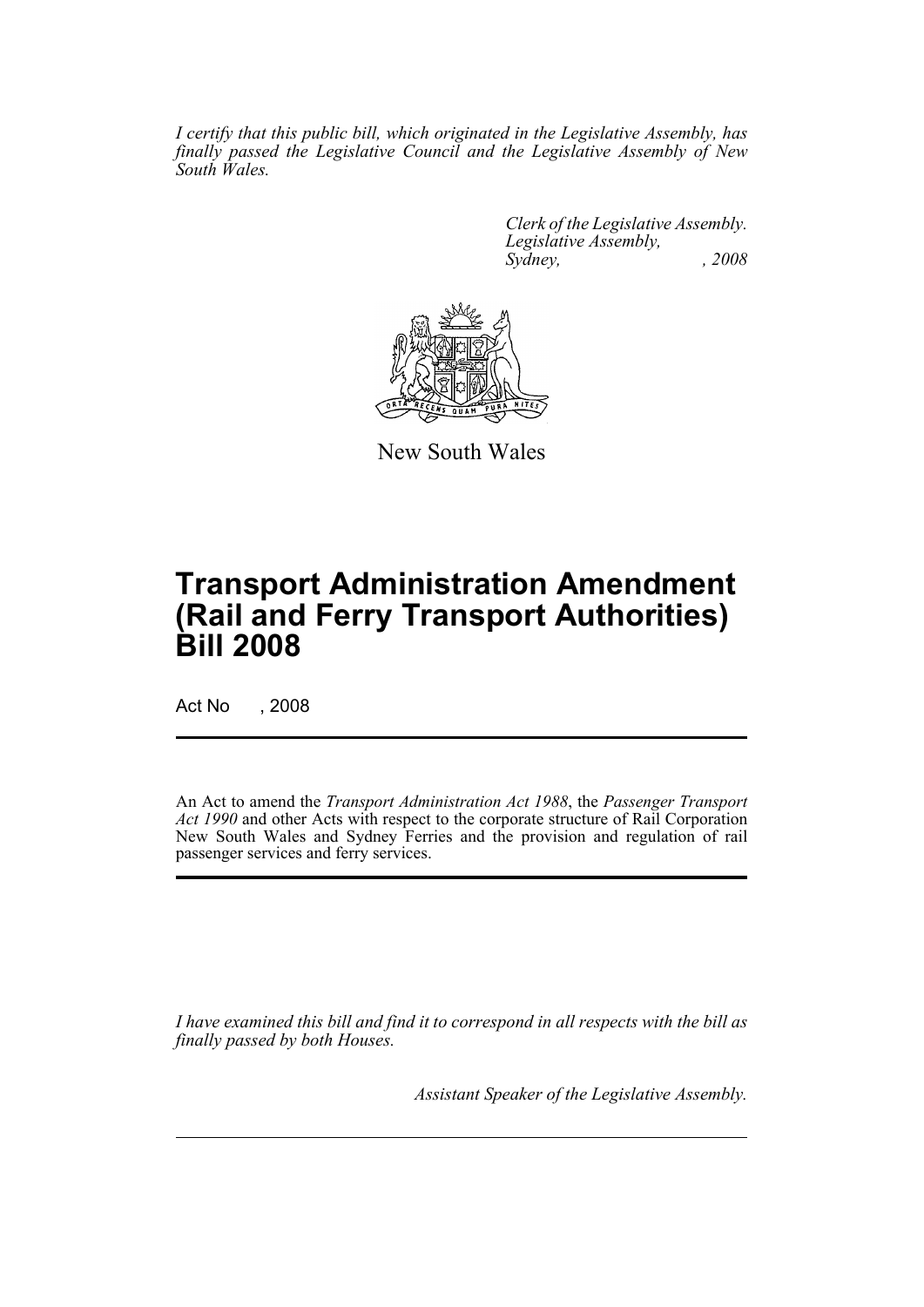*I certify that this public bill, which originated in the Legislative Assembly, has finally passed the Legislative Council and the Legislative Assembly of New South Wales.*

*Clerk of the Legislative Assembly.*
*Legislative Assembly,*
*Sydney, , 2008*

New South Wales

# Transport Administration Amendment (Rail and Ferry Transport Authorities) Bill 2008

Act No , 2008

An Act to amend the *Transport Administration Act 1988*, the *Passenger Transport Act 1990* and other Acts with respect to the corporate structure of Rail Corporation New South Wales and Sydney Ferries and the provision and regulation of rail passenger services and ferry services.

*I have examined this bill and find it to correspond in all respects with the bill as finally passed by both Houses.*

*Assistant Speaker of the Legislative Assembly.*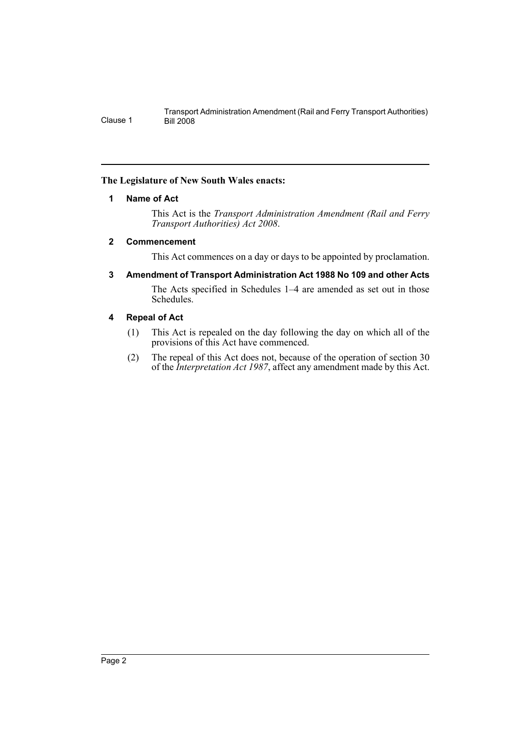**The Legislature of New South Wales enacts:**

## 1 Name of Act

This Act is the *Transport Administration Amendment (Rail and Ferry Transport Authorities) Act 2008*.

## 2 Commencement

This Act commences on a day or days to be appointed by proclamation.

## 3 Amendment of Transport Administration Act 1988 No 109 and other Acts

The Acts specified in Schedules 1–4 are amended as set out in those Schedules.

## 4 Repeal of Act

(1) This Act is repealed on the day following the day on which all of the provisions of this Act have commenced.

(2) The repeal of this Act does not, because of the operation of section 30 of the *Interpretation Act 1987*, affect any amendment made by this Act.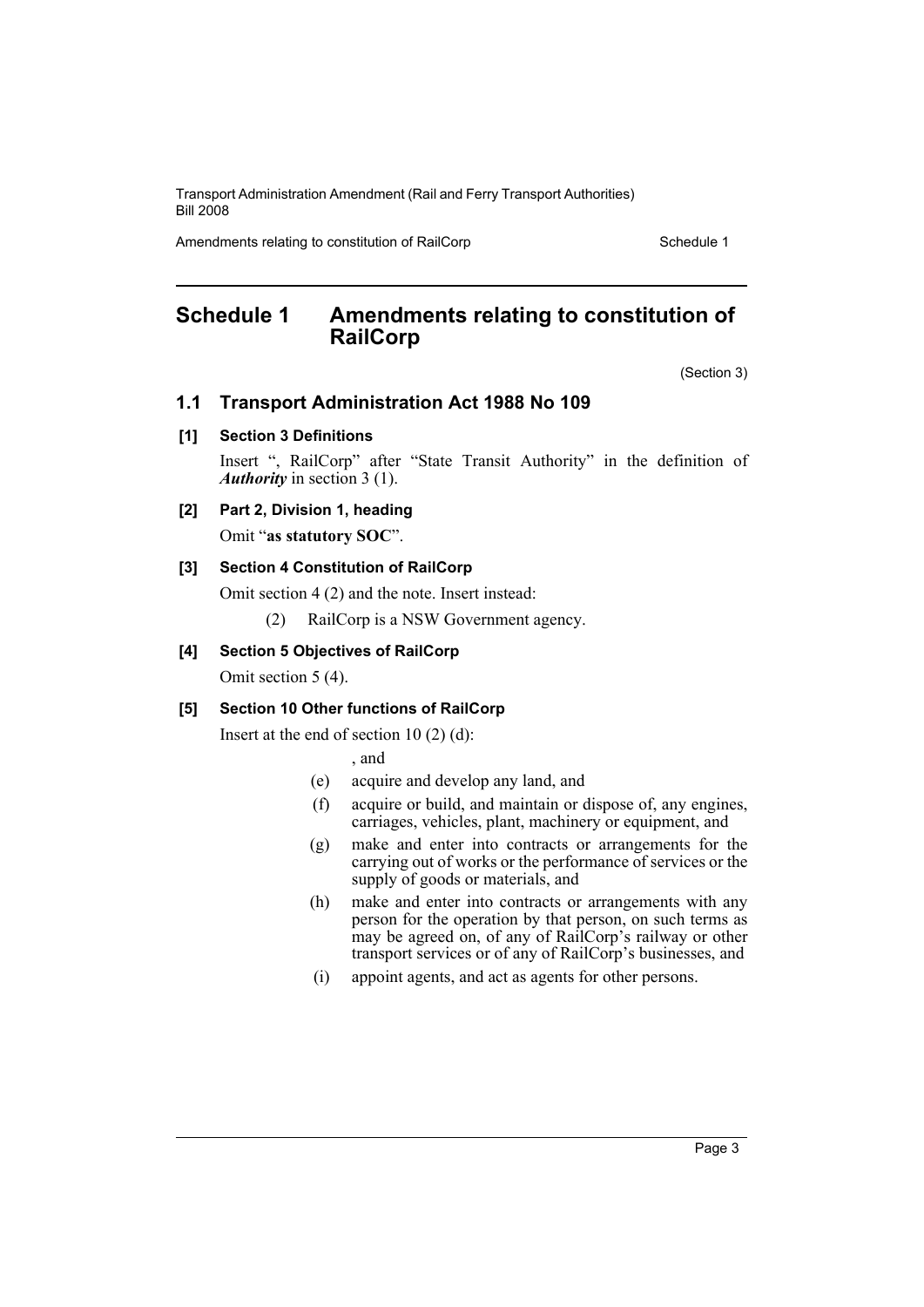# Schedule 1 Amendments relating to constitution of RailCorp

(Section 3)

## 1.1 Transport Administration Act 1988 No 109

### [1] Section 3 Definitions

Insert ", RailCorp" after "State Transit Authority" in the definition of ***Authority*** in section 3 (1).

### [2] Part 2, Division 1, heading

Omit "**as statutory SOC**".

### [3] Section 4 Constitution of RailCorp

Omit section 4 (2) and the note. Insert instead:

(2) RailCorp is a NSW Government agency.

### [4] Section 5 Objectives of RailCorp

Omit section 5 (4).

### [5] Section 10 Other functions of RailCorp

Insert at the end of section 10 (2) (d):

, and

(e) acquire and develop any land, and

(f) acquire or build, and maintain or dispose of, any engines, carriages, vehicles, plant, machinery or equipment, and

(g) make and enter into contracts or arrangements for the carrying out of works or the performance of services or the supply of goods or materials, and

(h) make and enter into contracts or arrangements with any person for the operation by that person, on such terms as may be agreed on, of any of RailCorp's railway or other transport services or of any of RailCorp's businesses, and

(i) appoint agents, and act as agents for other persons.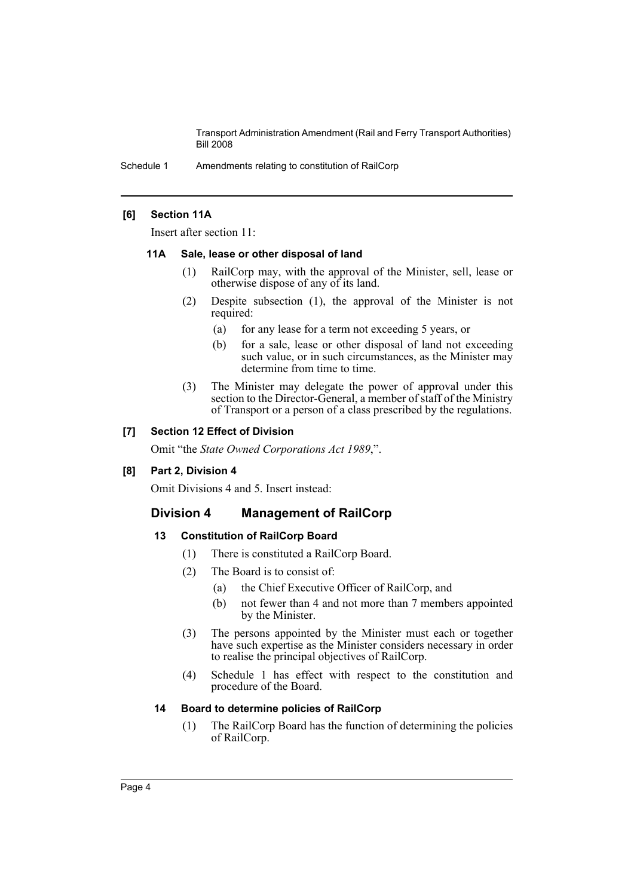**[6] Section 11A**

Insert after section 11:

**11A Sale, lease or other disposal of land**

(1) RailCorp may, with the approval of the Minister, sell, lease or otherwise dispose of any of its land.

(2) Despite subsection (1), the approval of the Minister is not required:

(a) for any lease for a term not exceeding 5 years, or

(b) for a sale, lease or other disposal of land not exceeding such value, or in such circumstances, as the Minister may determine from time to time.

(3) The Minister may delegate the power of approval under this section to the Director-General, a member of staff of the Ministry of Transport or a person of a class prescribed by the regulations.

**[7] Section 12 Effect of Division**

Omit "the *State Owned Corporations Act 1989*,".

**[8] Part 2, Division 4**

Omit Divisions 4 and 5. Insert instead:

## Division 4 Management of RailCorp

**13 Constitution of RailCorp Board**

(1) There is constituted a RailCorp Board.

(2) The Board is to consist of:

(a) the Chief Executive Officer of RailCorp, and

(b) not fewer than 4 and not more than 7 members appointed by the Minister.

(3) The persons appointed by the Minister must each or together have such expertise as the Minister considers necessary in order to realise the principal objectives of RailCorp.

(4) Schedule 1 has effect with respect to the constitution and procedure of the Board.

**14 Board to determine policies of RailCorp**

(1) The RailCorp Board has the function of determining the policies of RailCorp.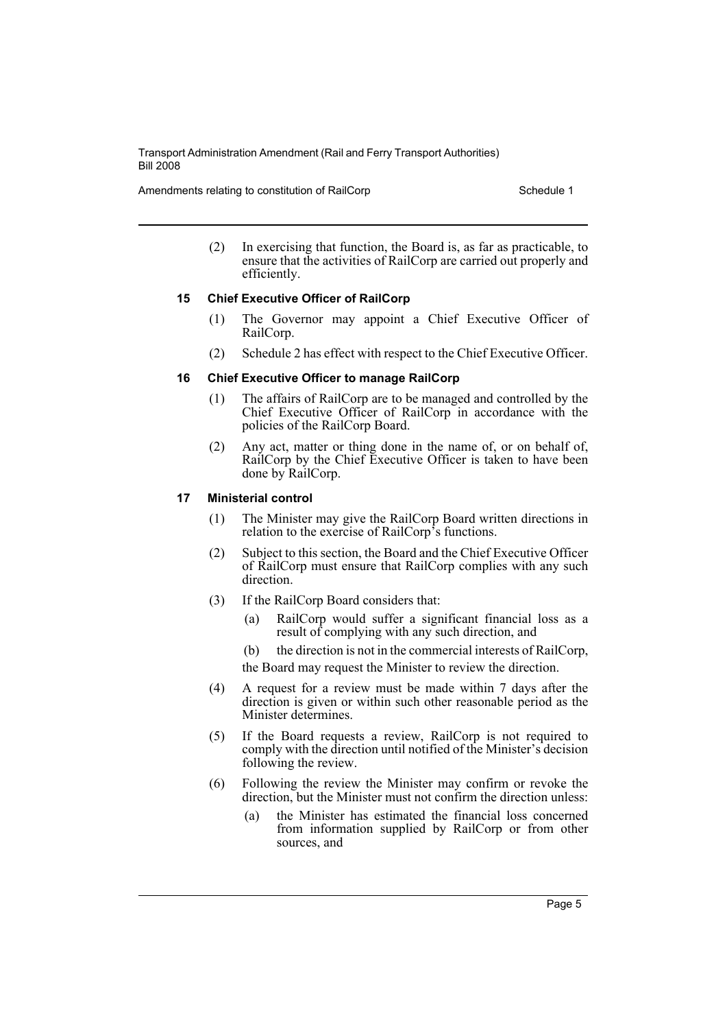(2) In exercising that function, the Board is, as far as practicable, to ensure that the activities of RailCorp are carried out properly and efficiently.

### 15 Chief Executive Officer of RailCorp

(1) The Governor may appoint a Chief Executive Officer of RailCorp.

(2) Schedule 2 has effect with respect to the Chief Executive Officer.

### 16 Chief Executive Officer to manage RailCorp

(1) The affairs of RailCorp are to be managed and controlled by the Chief Executive Officer of RailCorp in accordance with the policies of the RailCorp Board.

(2) Any act, matter or thing done in the name of, or on behalf of, RailCorp by the Chief Executive Officer is taken to have been done by RailCorp.

### 17 Ministerial control

(1) The Minister may give the RailCorp Board written directions in relation to the exercise of RailCorp's functions.

(2) Subject to this section, the Board and the Chief Executive Officer of RailCorp must ensure that RailCorp complies with any such direction.

(3) If the RailCorp Board considers that:

- (a) RailCorp would suffer a significant financial loss as a result of complying with any such direction, and
- (b) the direction is not in the commercial interests of RailCorp,

the Board may request the Minister to review the direction.

(4) A request for a review must be made within 7 days after the direction is given or within such other reasonable period as the Minister determines.

(5) If the Board requests a review, RailCorp is not required to comply with the direction until notified of the Minister's decision following the review.

(6) Following the review the Minister may confirm or revoke the direction, but the Minister must not confirm the direction unless:

- (a) the Minister has estimated the financial loss concerned from information supplied by RailCorp or from other sources, and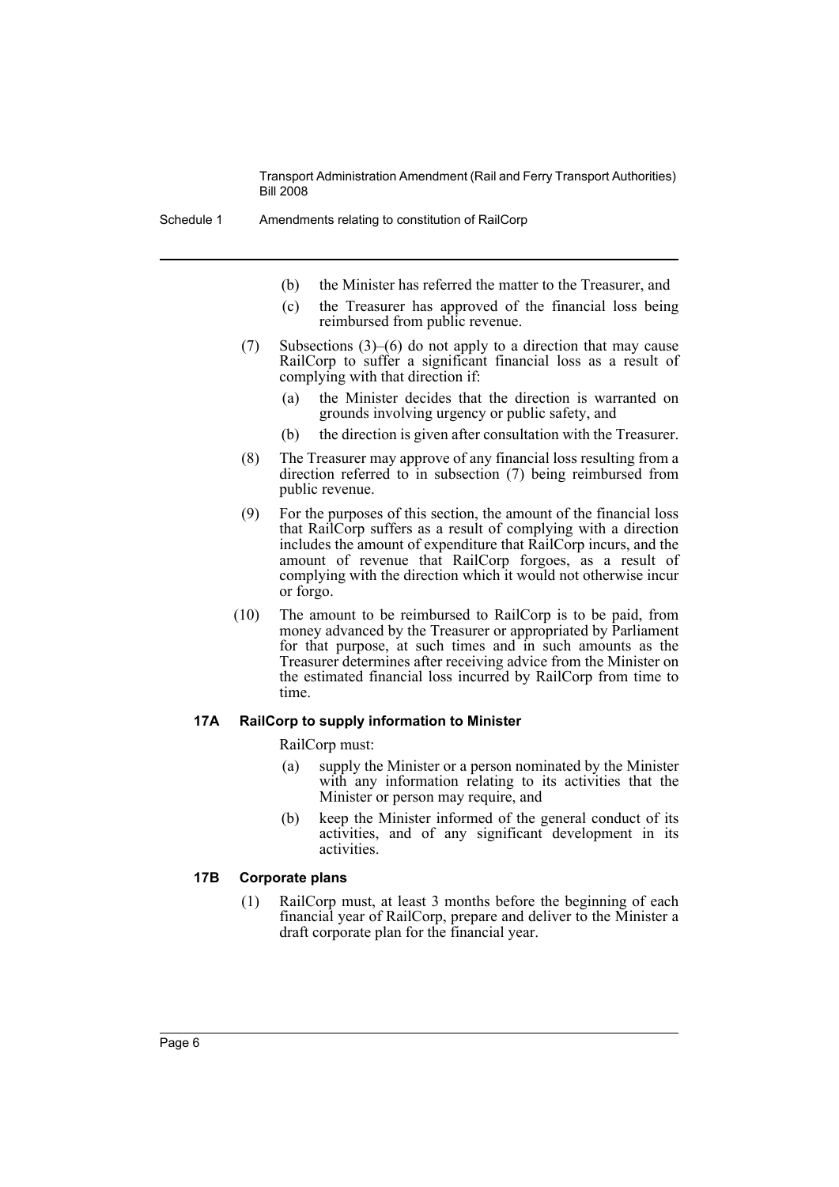(b) the Minister has referred the matter to the Treasurer, and

(c) the Treasurer has approved of the financial loss being reimbursed from public revenue.

(7) Subsections (3)–(6) do not apply to a direction that may cause RailCorp to suffer a significant financial loss as a result of complying with that direction if:

(a) the Minister decides that the direction is warranted on grounds involving urgency or public safety, and

(b) the direction is given after consultation with the Treasurer.

(8) The Treasurer may approve of any financial loss resulting from a direction referred to in subsection (7) being reimbursed from public revenue.

(9) For the purposes of this section, the amount of the financial loss that RailCorp suffers as a result of complying with a direction includes the amount of expenditure that RailCorp incurs, and the amount of revenue that RailCorp forgoes, as a result of complying with the direction which it would not otherwise incur or forgo.

(10) The amount to be reimbursed to RailCorp is to be paid, from money advanced by the Treasurer or appropriated by Parliament for that purpose, at such times and in such amounts as the Treasurer determines after receiving advice from the Minister on the estimated financial loss incurred by RailCorp from time to time.

### 17A RailCorp to supply information to Minister

RailCorp must:

(a) supply the Minister or a person nominated by the Minister with any information relating to its activities that the Minister or person may require, and

(b) keep the Minister informed of the general conduct of its activities, and of any significant development in its activities.

### 17B Corporate plans

(1) RailCorp must, at least 3 months before the beginning of each financial year of RailCorp, prepare and deliver to the Minister a draft corporate plan for the financial year.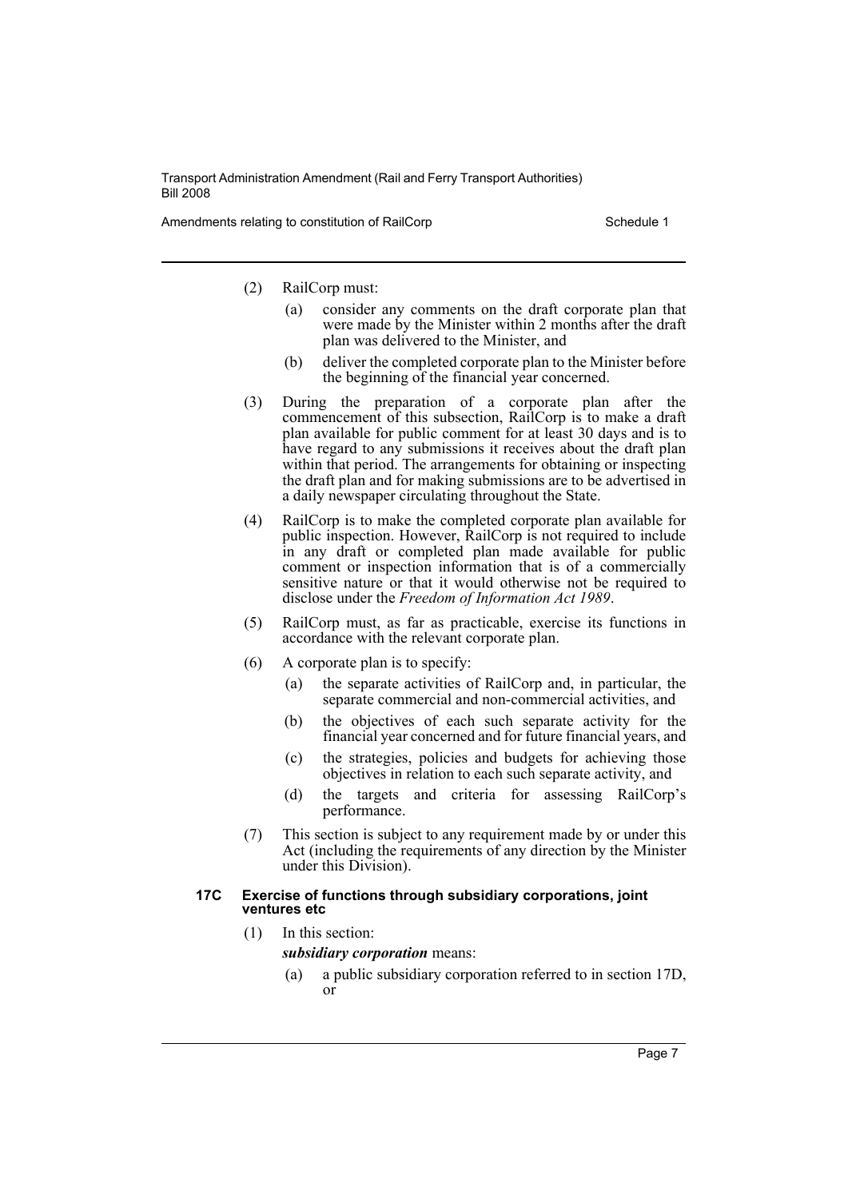(2) RailCorp must:

(a) consider any comments on the draft corporate plan that were made by the Minister within 2 months after the draft plan was delivered to the Minister, and

(b) deliver the completed corporate plan to the Minister before the beginning of the financial year concerned.

(3) During the preparation of a corporate plan after the commencement of this subsection, RailCorp is to make a draft plan available for public comment for at least 30 days and is to have regard to any submissions it receives about the draft plan within that period. The arrangements for obtaining or inspecting the draft plan and for making submissions are to be advertised in a daily newspaper circulating throughout the State.

(4) RailCorp is to make the completed corporate plan available for public inspection. However, RailCorp is not required to include in any draft or completed plan made available for public comment or inspection information that is of a commercially sensitive nature or that it would otherwise not be required to disclose under the *Freedom of Information Act 1989*.

(5) RailCorp must, as far as practicable, exercise its functions in accordance with the relevant corporate plan.

(6) A corporate plan is to specify:

(a) the separate activities of RailCorp and, in particular, the separate commercial and non-commercial activities, and

(b) the objectives of each such separate activity for the financial year concerned and for future financial years, and

(c) the strategies, policies and budgets for achieving those objectives in relation to each such separate activity, and

(d) the targets and criteria for assessing RailCorp's performance.

(7) This section is subject to any requirement made by or under this Act (including the requirements of any direction by the Minister under this Division).

#### 17C Exercise of functions through subsidiary corporations, joint ventures etc

(1) In this section:

***subsidiary corporation*** means:

(a) a public subsidiary corporation referred to in section 17D, or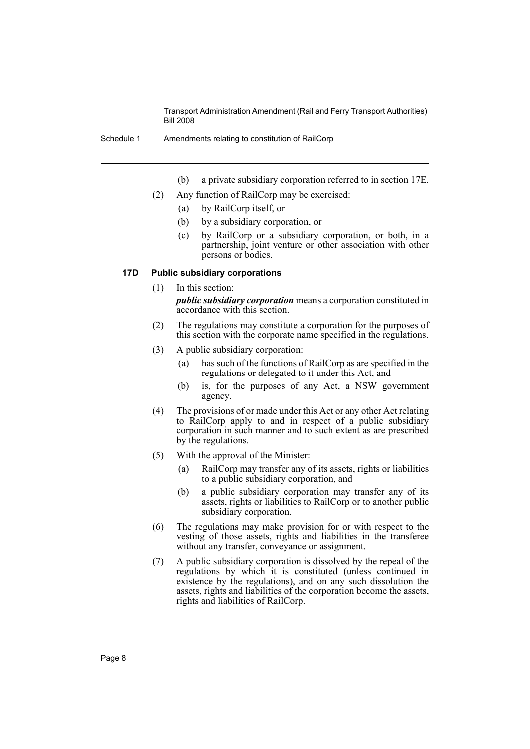(b) a private subsidiary corporation referred to in section 17E.

(2) Any function of RailCorp may be exercised:

(a) by RailCorp itself, or

(b) by a subsidiary corporation, or

(c) by RailCorp or a subsidiary corporation, or both, in a partnership, joint venture or other association with other persons or bodies.

#### 17D Public subsidiary corporations

(1) In this section:

***public subsidiary corporation*** means a corporation constituted in accordance with this section.

(2) The regulations may constitute a corporation for the purposes of this section with the corporate name specified in the regulations.

(3) A public subsidiary corporation:

(a) has such of the functions of RailCorp as are specified in the regulations or delegated to it under this Act, and

(b) is, for the purposes of any Act, a NSW government agency.

(4) The provisions of or made under this Act or any other Act relating to RailCorp apply to and in respect of a public subsidiary corporation in such manner and to such extent as are prescribed by the regulations.

(5) With the approval of the Minister:

(a) RailCorp may transfer any of its assets, rights or liabilities to a public subsidiary corporation, and

(b) a public subsidiary corporation may transfer any of its assets, rights or liabilities to RailCorp or to another public subsidiary corporation.

(6) The regulations may make provision for or with respect to the vesting of those assets, rights and liabilities in the transferee without any transfer, conveyance or assignment.

(7) A public subsidiary corporation is dissolved by the repeal of the regulations by which it is constituted (unless continued in existence by the regulations), and on any such dissolution the assets, rights and liabilities of the corporation become the assets, rights and liabilities of RailCorp.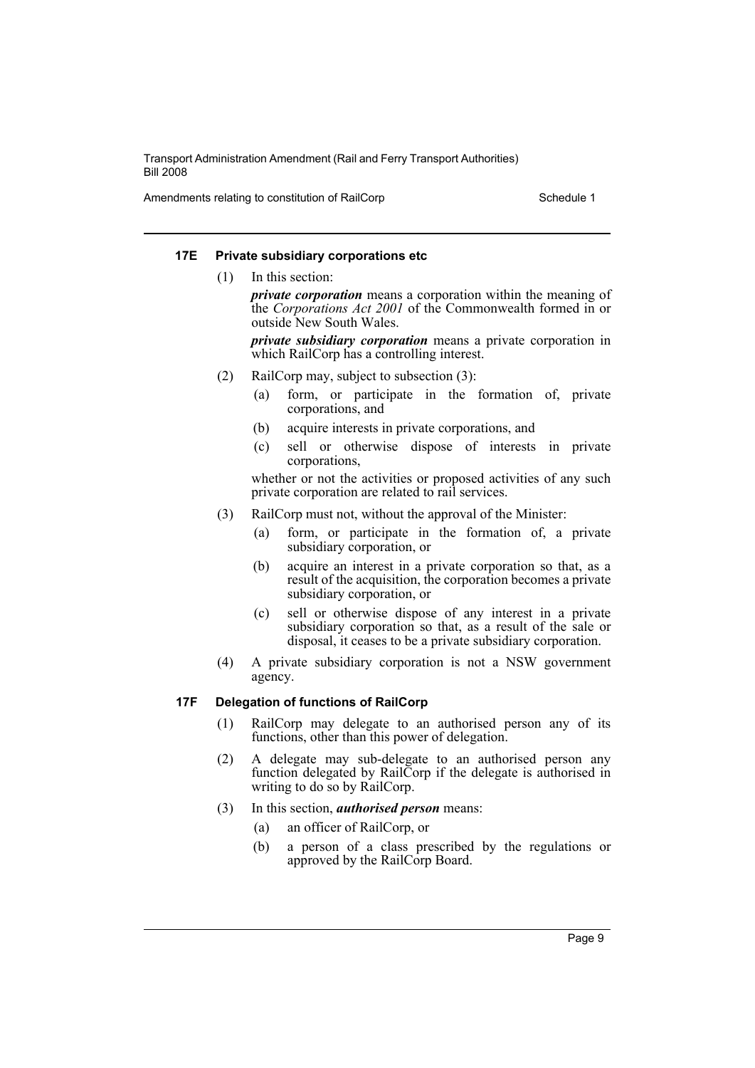#### 17E Private subsidiary corporations etc

(1) In this section:

***private corporation*** means a corporation within the meaning of the *Corporations Act 2001* of the Commonwealth formed in or outside New South Wales.

***private subsidiary corporation*** means a private corporation in which RailCorp has a controlling interest.

(2) RailCorp may, subject to subsection (3):

- (a) form, or participate in the formation of, private corporations, and
- (b) acquire interests in private corporations, and
- (c) sell or otherwise dispose of interests in private corporations,

whether or not the activities or proposed activities of any such private corporation are related to rail services.

(3) RailCorp must not, without the approval of the Minister:

- (a) form, or participate in the formation of, a private subsidiary corporation, or
- (b) acquire an interest in a private corporation so that, as a result of the acquisition, the corporation becomes a private subsidiary corporation, or
- (c) sell or otherwise dispose of any interest in a private subsidiary corporation so that, as a result of the sale or disposal, it ceases to be a private subsidiary corporation.

(4) A private subsidiary corporation is not a NSW government agency.

#### 17F Delegation of functions of RailCorp

(1) RailCorp may delegate to an authorised person any of its functions, other than this power of delegation.

(2) A delegate may sub-delegate to an authorised person any function delegated by RailCorp if the delegate is authorised in writing to do so by RailCorp.

(3) In this section, ***authorised person*** means:

- (a) an officer of RailCorp, or
- (b) a person of a class prescribed by the regulations or approved by the RailCorp Board.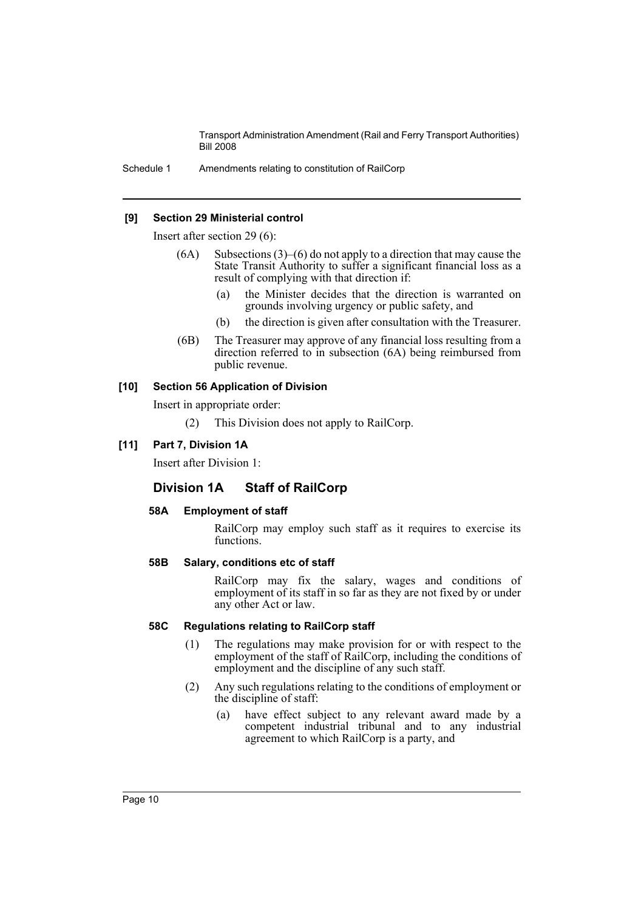**[9] Section 29 Ministerial control**

Insert after section 29 (6):

(6A) Subsections (3)–(6) do not apply to a direction that may cause the State Transit Authority to suffer a significant financial loss as a result of complying with that direction if:

(a) the Minister decides that the direction is warranted on grounds involving urgency or public safety, and

(b) the direction is given after consultation with the Treasurer.

(6B) The Treasurer may approve of any financial loss resulting from a direction referred to in subsection (6A) being reimbursed from public revenue.

**[10] Section 56 Application of Division**

Insert in appropriate order:

(2) This Division does not apply to RailCorp.

**[11] Part 7, Division 1A**

Insert after Division 1:

## Division 1A Staff of RailCorp

**58A Employment of staff**

RailCorp may employ such staff as it requires to exercise its functions.

**58B Salary, conditions etc of staff**

RailCorp may fix the salary, wages and conditions of employment of its staff in so far as they are not fixed by or under any other Act or law.

**58C Regulations relating to RailCorp staff**

(1) The regulations may make provision for or with respect to the employment of the staff of RailCorp, including the conditions of employment and the discipline of any such staff.

(2) Any such regulations relating to the conditions of employment or the discipline of staff:

(a) have effect subject to any relevant award made by a competent industrial tribunal and to any industrial agreement to which RailCorp is a party, and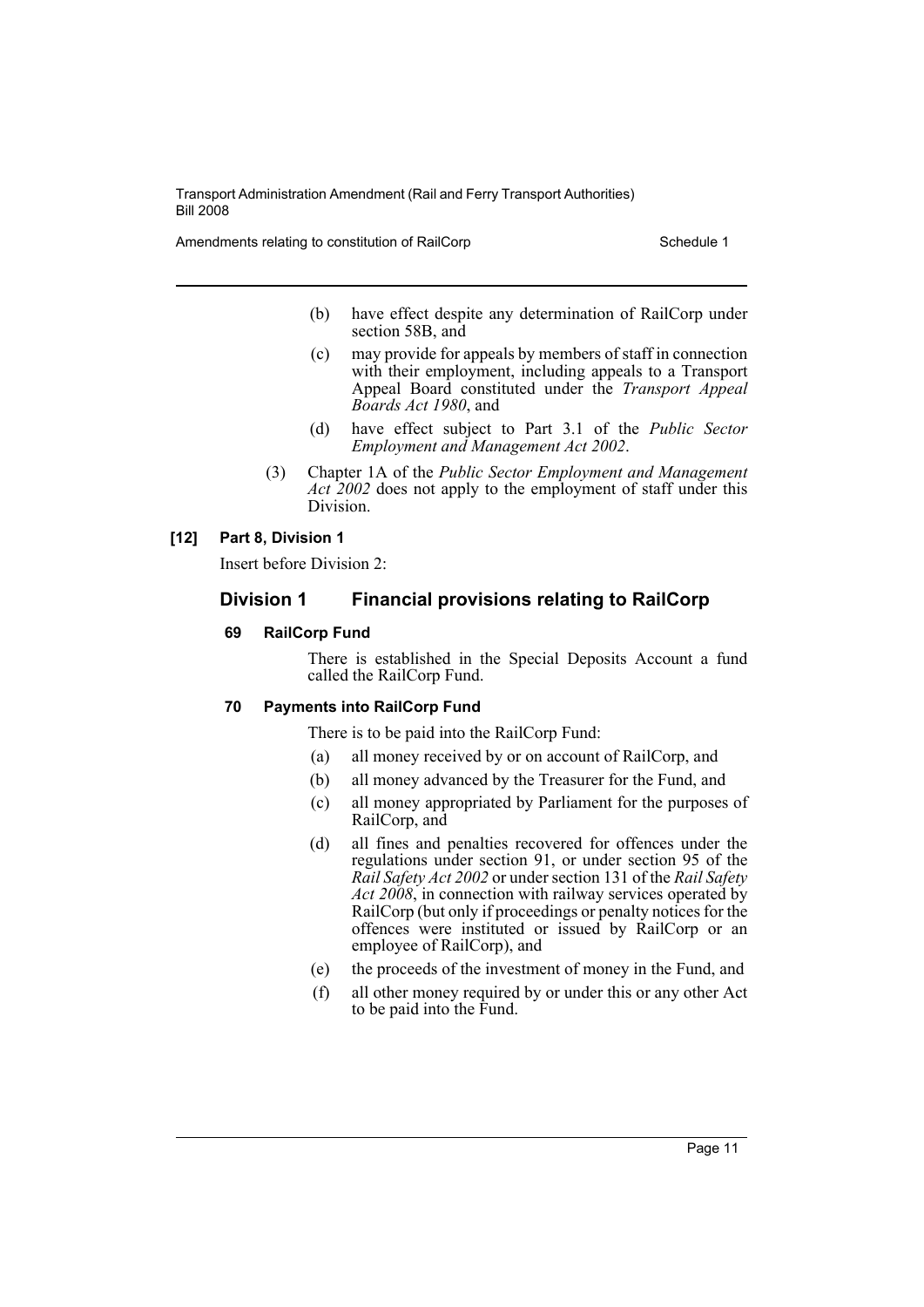(b) have effect despite any determination of RailCorp under section 58B, and

(c) may provide for appeals by members of staff in connection with their employment, including appeals to a Transport Appeal Board constituted under the *Transport Appeal Boards Act 1980*, and

(d) have effect subject to Part 3.1 of the *Public Sector Employment and Management Act 2002*.

(3) Chapter 1A of the *Public Sector Employment and Management Act 2002* does not apply to the employment of staff under this Division.

**[12] Part 8, Division 1**

Insert before Division 2:

## Division 1 Financial provisions relating to RailCorp

### 69 RailCorp Fund

There is established in the Special Deposits Account a fund called the RailCorp Fund.

### 70 Payments into RailCorp Fund

There is to be paid into the RailCorp Fund:

(a) all money received by or on account of RailCorp, and

(b) all money advanced by the Treasurer for the Fund, and

(c) all money appropriated by Parliament for the purposes of RailCorp, and

(d) all fines and penalties recovered for offences under the regulations under section 91, or under section 95 of the *Rail Safety Act 2002* or under section 131 of the *Rail Safety Act 2008*, in connection with railway services operated by RailCorp (but only if proceedings or penalty notices for the offences were instituted or issued by RailCorp or an employee of RailCorp), and

(e) the proceeds of the investment of money in the Fund, and

(f) all other money required by or under this or any other Act to be paid into the Fund.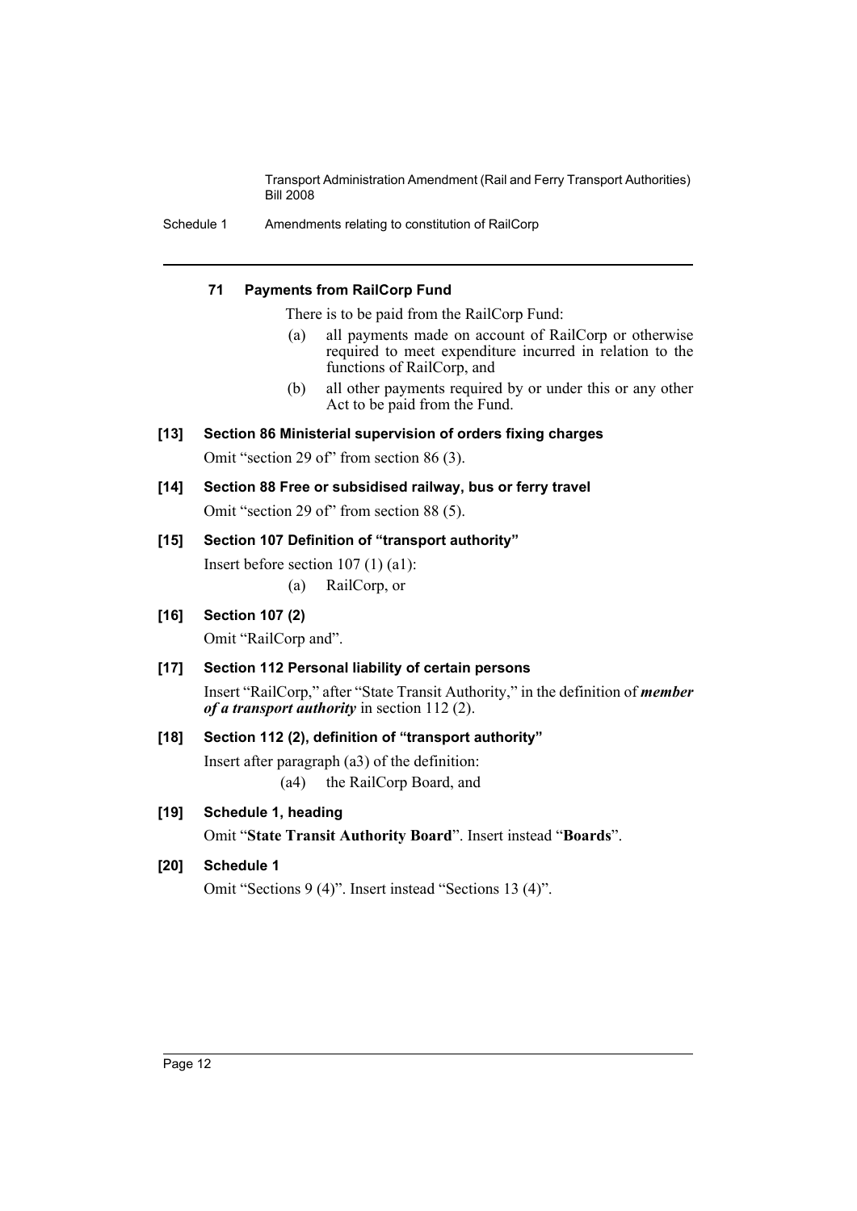#### 71 Payments from RailCorp Fund

There is to be paid from the RailCorp Fund:

- (a) all payments made on account of RailCorp or otherwise required to meet expenditure incurred in relation to the functions of RailCorp, and
- (b) all other payments required by or under this or any other Act to be paid from the Fund.

#### [13] Section 86 Ministerial supervision of orders fixing charges

Omit "section 29 of" from section 86 (3).

#### [14] Section 88 Free or subsidised railway, bus or ferry travel

Omit "section 29 of" from section 88 (5).

#### [15] Section 107 Definition of "transport authority"

Insert before section 107 (1) (a1):

- (a) RailCorp, or

#### [16] Section 107 (2)

Omit "RailCorp and".

#### [17] Section 112 Personal liability of certain persons

Insert "RailCorp," after "State Transit Authority," in the definition of ***member of a transport authority*** in section 112 (2).

#### [18] Section 112 (2), definition of "transport authority"

Insert after paragraph (a3) of the definition:

- (a4) the RailCorp Board, and

#### [19] Schedule 1, heading

Omit "**State Transit Authority Board**". Insert instead "**Boards**".

#### [20] Schedule 1

Omit "Sections 9 (4)". Insert instead "Sections 13 (4)".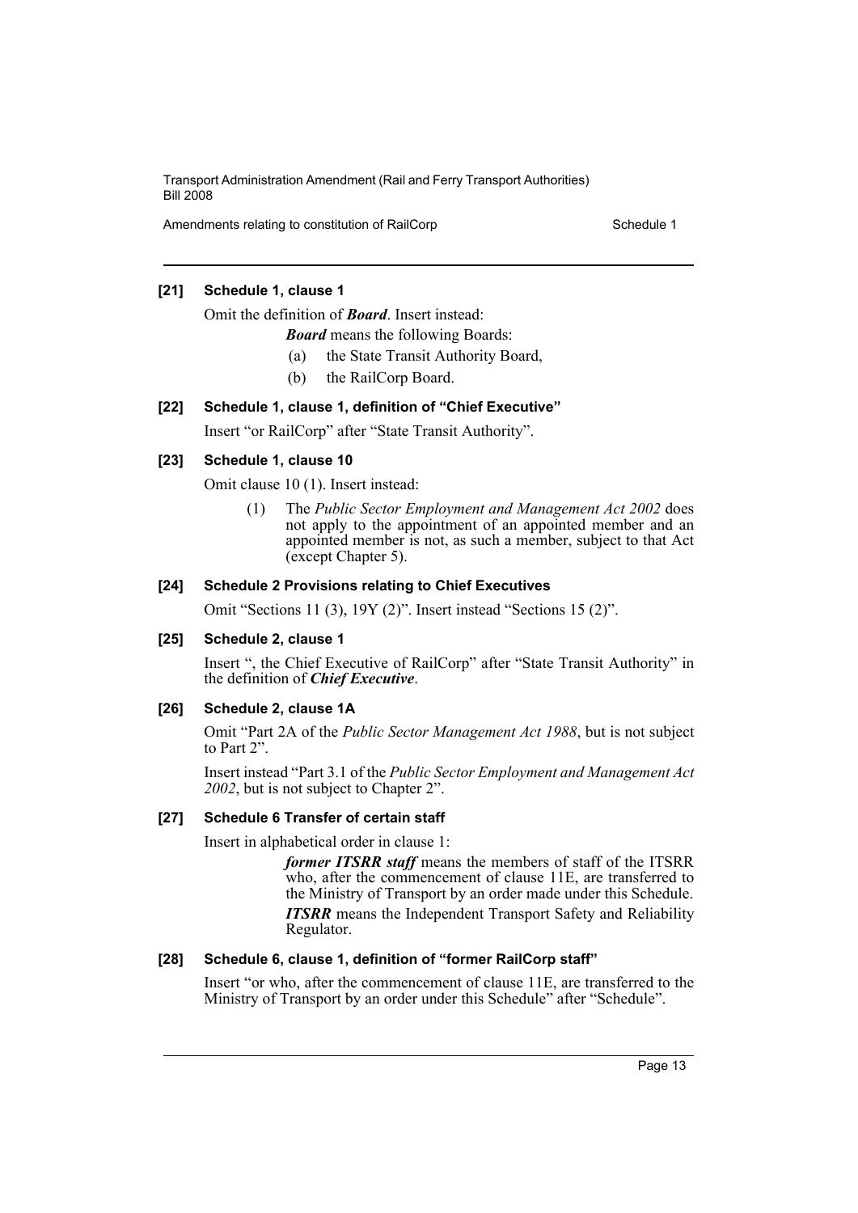### [21] Schedule 1, clause 1

Omit the definition of ***Board***. Insert instead:

***Board*** means the following Boards:

(a) the State Transit Authority Board,

(b) the RailCorp Board.

### [22] Schedule 1, clause 1, definition of "Chief Executive"

Insert "or RailCorp" after "State Transit Authority".

### [23] Schedule 1, clause 10

Omit clause 10 (1). Insert instead:

(1) The *Public Sector Employment and Management Act 2002* does not apply to the appointment of an appointed member and an appointed member is not, as such a member, subject to that Act (except Chapter 5).

### [24] Schedule 2 Provisions relating to Chief Executives

Omit "Sections 11 (3), 19Y (2)". Insert instead "Sections 15 (2)".

### [25] Schedule 2, clause 1

Insert ", the Chief Executive of RailCorp" after "State Transit Authority" in the definition of ***Chief Executive***.

### [26] Schedule 2, clause 1A

Omit "Part 2A of the *Public Sector Management Act 1988*, but is not subject to Part 2".

Insert instead "Part 3.1 of the *Public Sector Employment and Management Act 2002*, but is not subject to Chapter 2".

### [27] Schedule 6 Transfer of certain staff

Insert in alphabetical order in clause 1:

***former ITSRR staff*** means the members of staff of the ITSRR who, after the commencement of clause 11E, are transferred to the Ministry of Transport by an order made under this Schedule.

***ITSRR*** means the Independent Transport Safety and Reliability Regulator.

### [28] Schedule 6, clause 1, definition of "former RailCorp staff"

Insert "or who, after the commencement of clause 11E, are transferred to the Ministry of Transport by an order under this Schedule" after "Schedule".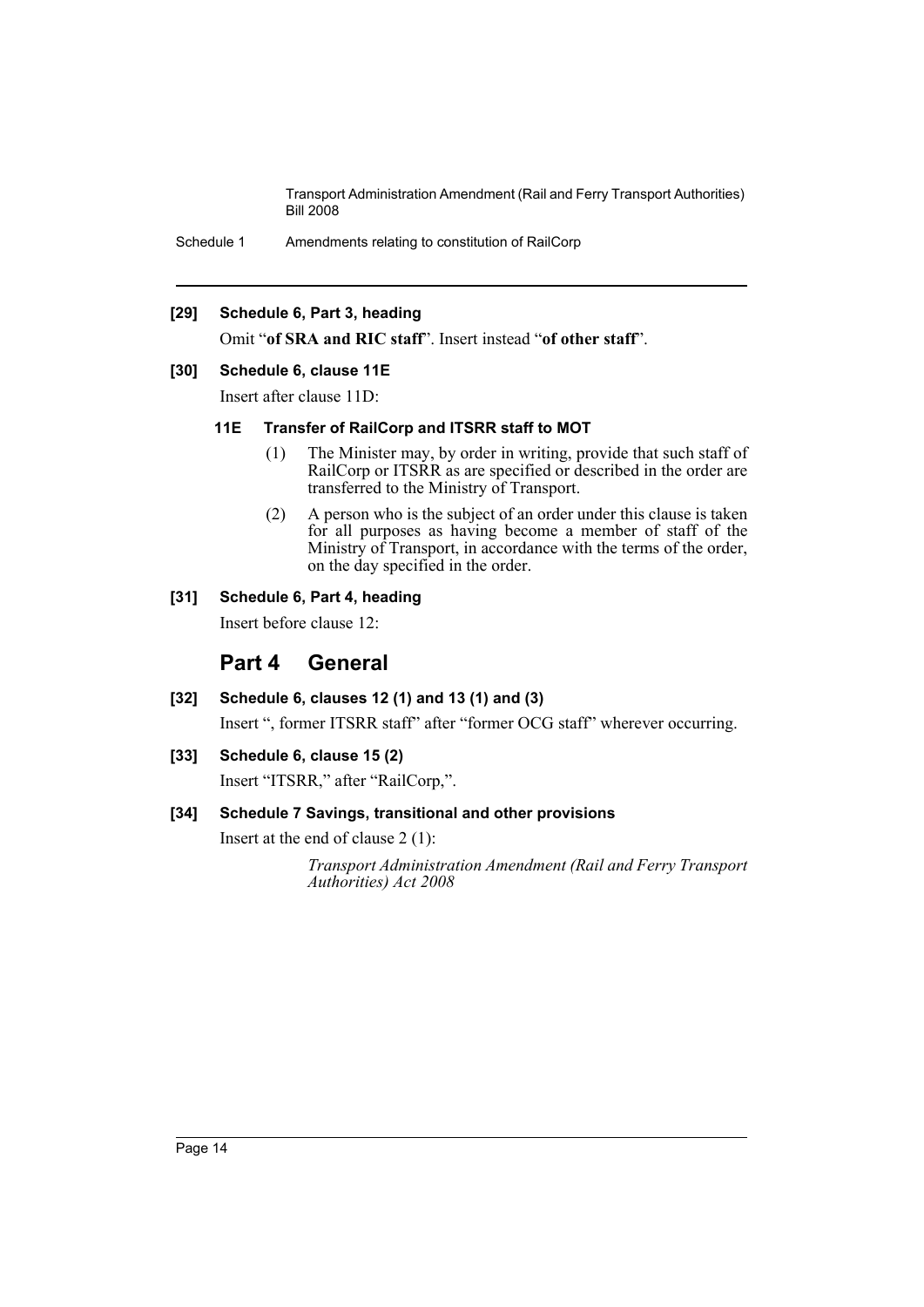**[29] Schedule 6, Part 3, heading**

Omit "**of SRA and RIC staff**". Insert instead "**of other staff**".

**[30] Schedule 6, clause 11E**

Insert after clause 11D:

**11E Transfer of RailCorp and ITSRR staff to MOT**

(1) The Minister may, by order in writing, provide that such staff of RailCorp or ITSRR as are specified or described in the order are transferred to the Ministry of Transport.

(2) A person who is the subject of an order under this clause is taken for all purposes as having become a member of staff of the Ministry of Transport, in accordance with the terms of the order, on the day specified in the order.

**[31] Schedule 6, Part 4, heading**

Insert before clause 12:

## Part 4 General

**[32] Schedule 6, clauses 12 (1) and 13 (1) and (3)**

Insert ", former ITSRR staff" after "former OCG staff" wherever occurring.

**[33] Schedule 6, clause 15 (2)**

Insert "ITSRR," after "RailCorp,".

**[34] Schedule 7 Savings, transitional and other provisions**

Insert at the end of clause 2 (1):

*Transport Administration Amendment (Rail and Ferry Transport Authorities) Act 2008*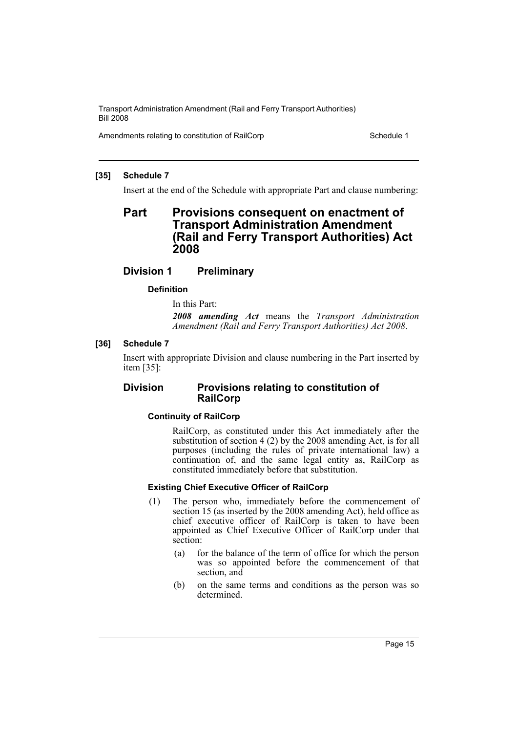**[35] Schedule 7**

Insert at the end of the Schedule with appropriate Part and clause numbering:

# Part Provisions consequent on enactment of Transport Administration Amendment (Rail and Ferry Transport Authorities) Act 2008

## Division 1 Preliminary

**Definition**

In this Part:

***2008 amending Act*** means the *Transport Administration Amendment (Rail and Ferry Transport Authorities) Act 2008*.

**[36] Schedule 7**

Insert with appropriate Division and clause numbering in the Part inserted by item [35]:

## Division Provisions relating to constitution of RailCorp

**Continuity of RailCorp**

RailCorp, as constituted under this Act immediately after the substitution of section 4 (2) by the 2008 amending Act, is for all purposes (including the rules of private international law) a continuation of, and the same legal entity as, RailCorp as constituted immediately before that substitution.

**Existing Chief Executive Officer of RailCorp**

(1) The person who, immediately before the commencement of section 15 (as inserted by the 2008 amending Act), held office as chief executive officer of RailCorp is taken to have been appointed as Chief Executive Officer of RailCorp under that section:

(a) for the balance of the term of office for which the person was so appointed before the commencement of that section, and

(b) on the same terms and conditions as the person was so determined.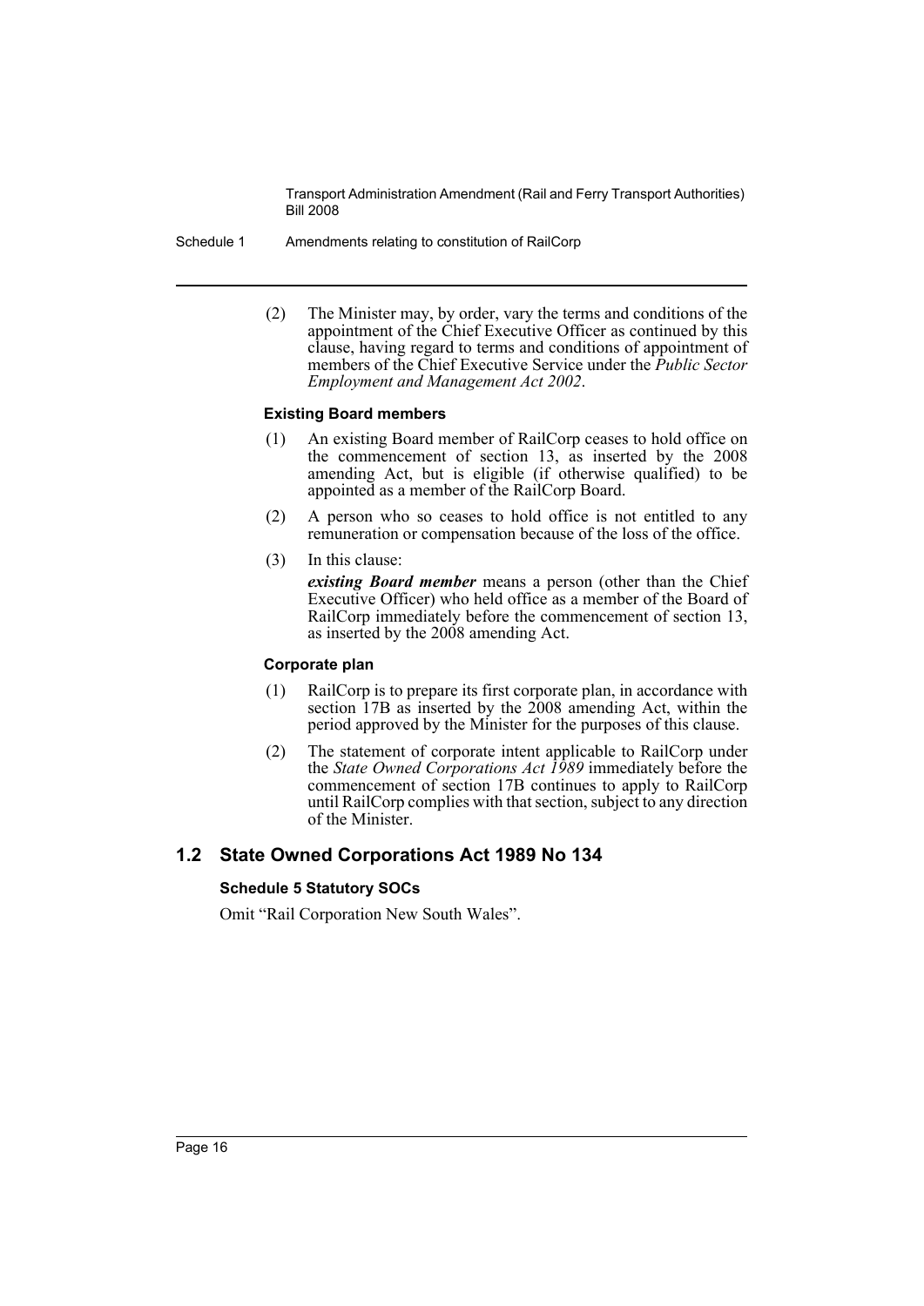(2) The Minister may, by order, vary the terms and conditions of the appointment of the Chief Executive Officer as continued by this clause, having regard to terms and conditions of appointment of members of the Chief Executive Service under the *Public Sector Employment and Management Act 2002*.

#### Existing Board members

(1) An existing Board member of RailCorp ceases to hold office on the commencement of section 13, as inserted by the 2008 amending Act, but is eligible (if otherwise qualified) to be appointed as a member of the RailCorp Board.

(2) A person who so ceases to hold office is not entitled to any remuneration or compensation because of the loss of the office.

(3) In this clause:

***existing Board member*** means a person (other than the Chief Executive Officer) who held office as a member of the Board of RailCorp immediately before the commencement of section 13, as inserted by the 2008 amending Act.

#### Corporate plan

(1) RailCorp is to prepare its first corporate plan, in accordance with section 17B as inserted by the 2008 amending Act, within the period approved by the Minister for the purposes of this clause.

(2) The statement of corporate intent applicable to RailCorp under the *State Owned Corporations Act 1989* immediately before the commencement of section 17B continues to apply to RailCorp until RailCorp complies with that section, subject to any direction of the Minister.

## 1.2 State Owned Corporations Act 1989 No 134

#### Schedule 5 Statutory SOCs

Omit "Rail Corporation New South Wales".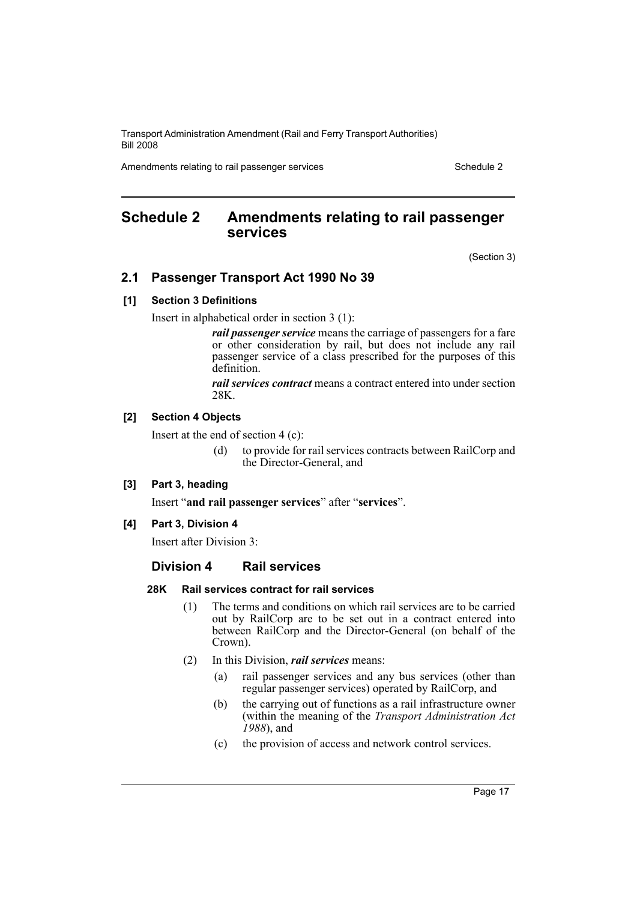# Schedule 2 Amendments relating to rail passenger services

(Section 3)

## 2.1 Passenger Transport Act 1990 No 39

### [1] Section 3 Definitions

Insert in alphabetical order in section 3 (1):

> ***rail passenger service*** means the carriage of passengers for a fare or other consideration by rail, but does not include any rail passenger service of a class prescribed for the purposes of this definition.
>
> ***rail services contract*** means a contract entered into under section 28K.

### [2] Section 4 Objects

Insert at the end of section 4 (c):

> (d) to provide for rail services contracts between RailCorp and the Director-General, and

### [3] Part 3, heading

Insert "**and rail passenger services**" after "**services**".

### [4] Part 3, Division 4

Insert after Division 3:

## Division 4 Rail services

### 28K Rail services contract for rail services

(1) The terms and conditions on which rail services are to be carried out by RailCorp are to be set out in a contract entered into between RailCorp and the Director-General (on behalf of the Crown).

(2) In this Division, ***rail services*** means:

- (a) rail passenger services and any bus services (other than regular passenger services) operated by RailCorp, and
- (b) the carrying out of functions as a rail infrastructure owner (within the meaning of the *Transport Administration Act 1988*), and
- (c) the provision of access and network control services.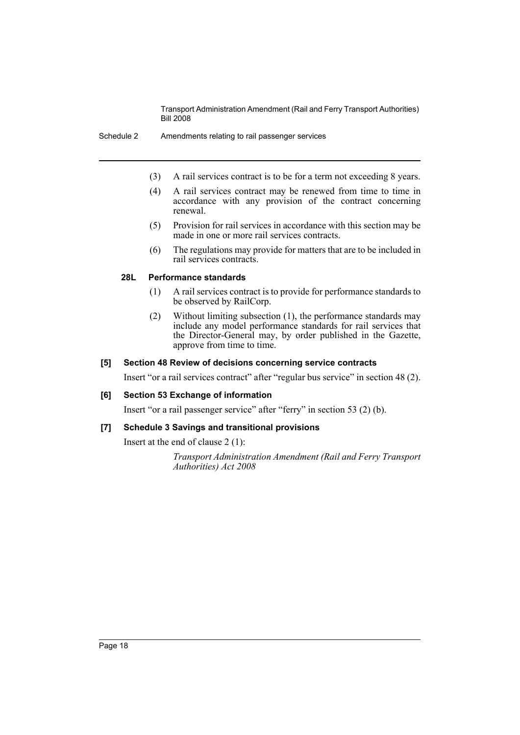(3) A rail services contract is to be for a term not exceeding 8 years.

(4) A rail services contract may be renewed from time to time in accordance with any provision of the contract concerning renewal.

(5) Provision for rail services in accordance with this section may be made in one or more rail services contracts.

(6) The regulations may provide for matters that are to be included in rail services contracts.

#### 28L Performance standards

(1) A rail services contract is to provide for performance standards to be observed by RailCorp.

(2) Without limiting subsection (1), the performance standards may include any model performance standards for rail services that the Director-General may, by order published in the Gazette, approve from time to time.

### [5] Section 48 Review of decisions concerning service contracts

Insert "or a rail services contract" after "regular bus service" in section 48 (2).

### [6] Section 53 Exchange of information

Insert "or a rail passenger service" after "ferry" in section 53 (2) (b).

### [7] Schedule 3 Savings and transitional provisions

Insert at the end of clause 2 (1):

*Transport Administration Amendment (Rail and Ferry Transport Authorities) Act 2008*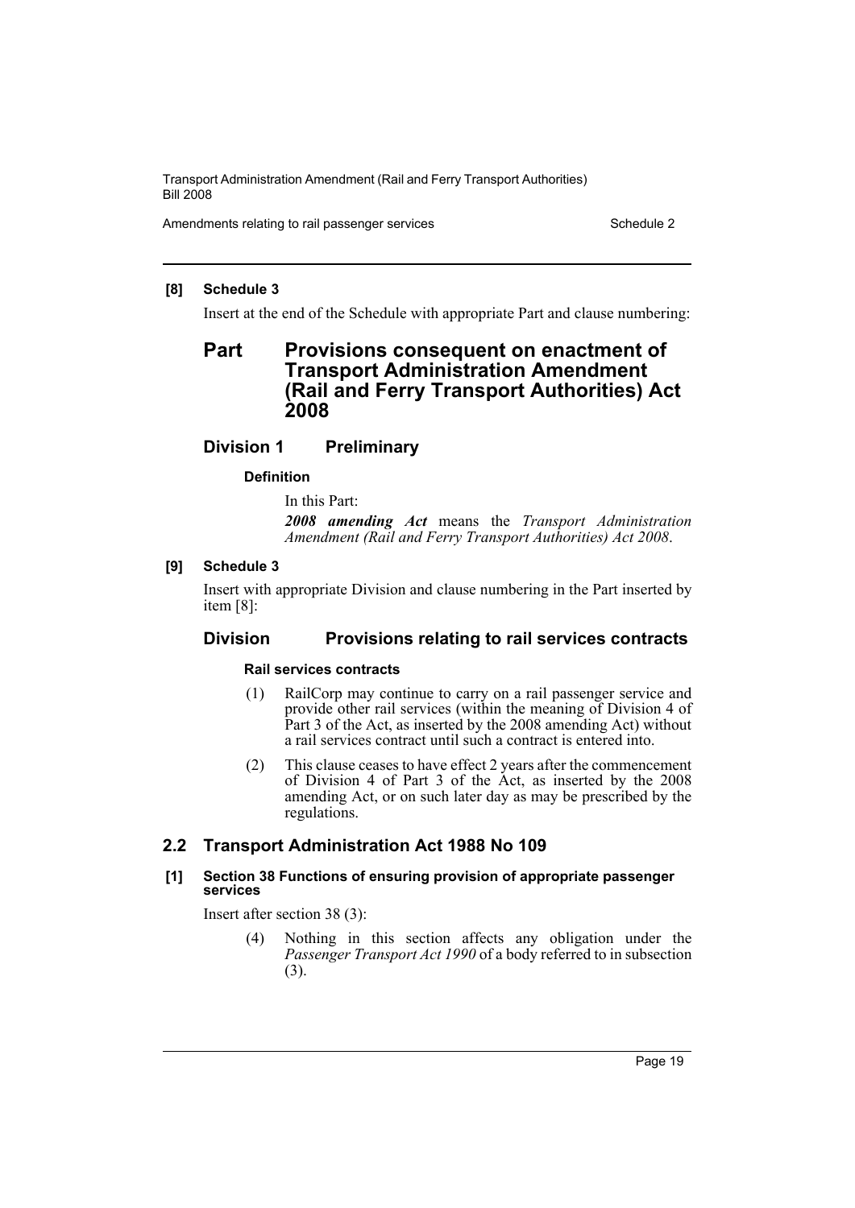**[8] Schedule 3**

Insert at the end of the Schedule with appropriate Part and clause numbering:

# Part Provisions consequent on enactment of Transport Administration Amendment (Rail and Ferry Transport Authorities) Act 2008

## Division 1 Preliminary

**Definition**

In this Part:

***2008 amending Act*** means the *Transport Administration Amendment (Rail and Ferry Transport Authorities) Act 2008*.

**[9] Schedule 3**

Insert with appropriate Division and clause numbering in the Part inserted by item [8]:

## Division Provisions relating to rail services contracts

**Rail services contracts**

(1) RailCorp may continue to carry on a rail passenger service and provide other rail services (within the meaning of Division 4 of Part 3 of the Act, as inserted by the 2008 amending Act) without a rail services contract until such a contract is entered into.

(2) This clause ceases to have effect 2 years after the commencement of Division 4 of Part 3 of the Act, as inserted by the 2008 amending Act, or on such later day as may be prescribed by the regulations.

## 2.2 Transport Administration Act 1988 No 109

**[1] Section 38 Functions of ensuring provision of appropriate passenger services**

Insert after section 38 (3):

(4) Nothing in this section affects any obligation under the *Passenger Transport Act 1990* of a body referred to in subsection (3).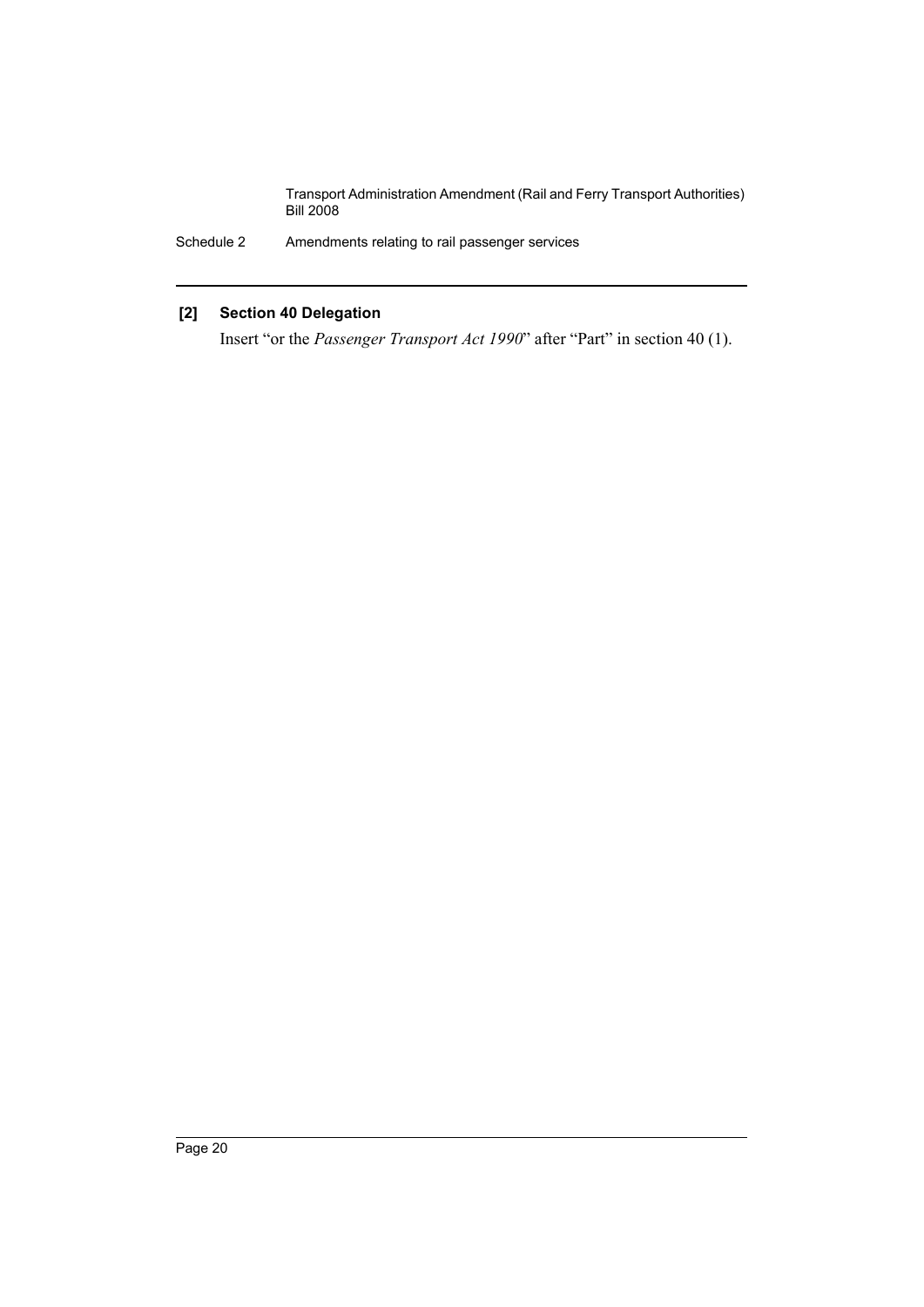**[2] Section 40 Delegation**

Insert "or the *Passenger Transport Act 1990*" after "Part" in section 40 (1).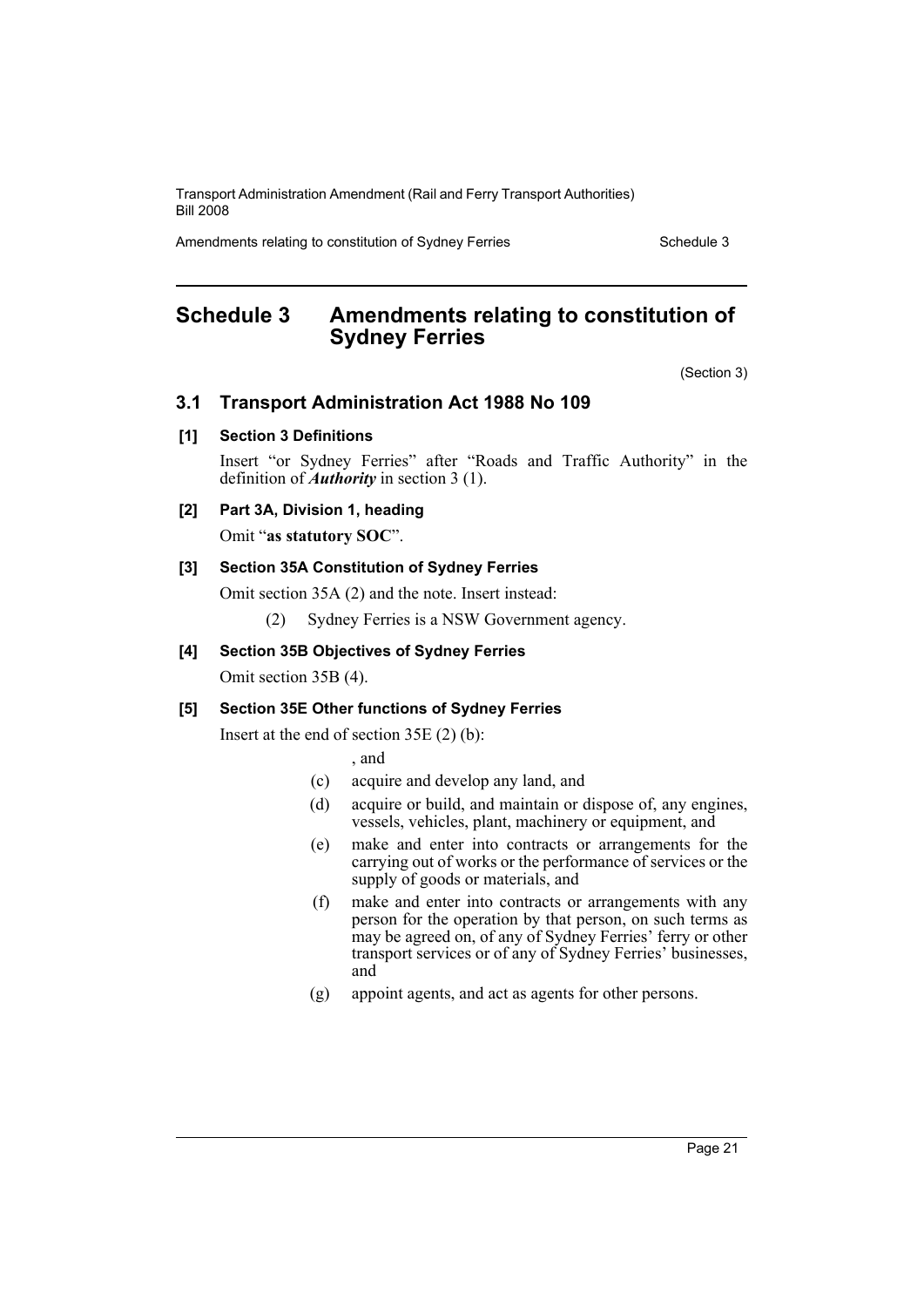# Schedule 3 Amendments relating to constitution of Sydney Ferries

(Section 3)

## 3.1 Transport Administration Act 1988 No 109

### [1] Section 3 Definitions

Insert "or Sydney Ferries" after "Roads and Traffic Authority" in the definition of ***Authority*** in section 3 (1).

### [2] Part 3A, Division 1, heading

Omit "**as statutory SOC**".

### [3] Section 35A Constitution of Sydney Ferries

Omit section 35A (2) and the note. Insert instead:

(2) Sydney Ferries is a NSW Government agency.

### [4] Section 35B Objectives of Sydney Ferries

Omit section 35B (4).

### [5] Section 35E Other functions of Sydney Ferries

Insert at the end of section 35E (2) (b):

, and

(c) acquire and develop any land, and

(d) acquire or build, and maintain or dispose of, any engines, vessels, vehicles, plant, machinery or equipment, and

(e) make and enter into contracts or arrangements for the carrying out of works or the performance of services or the supply of goods or materials, and

(f) make and enter into contracts or arrangements with any person for the operation by that person, on such terms as may be agreed on, of any of Sydney Ferries' ferry or other transport services or of any of Sydney Ferries' businesses, and

(g) appoint agents, and act as agents for other persons.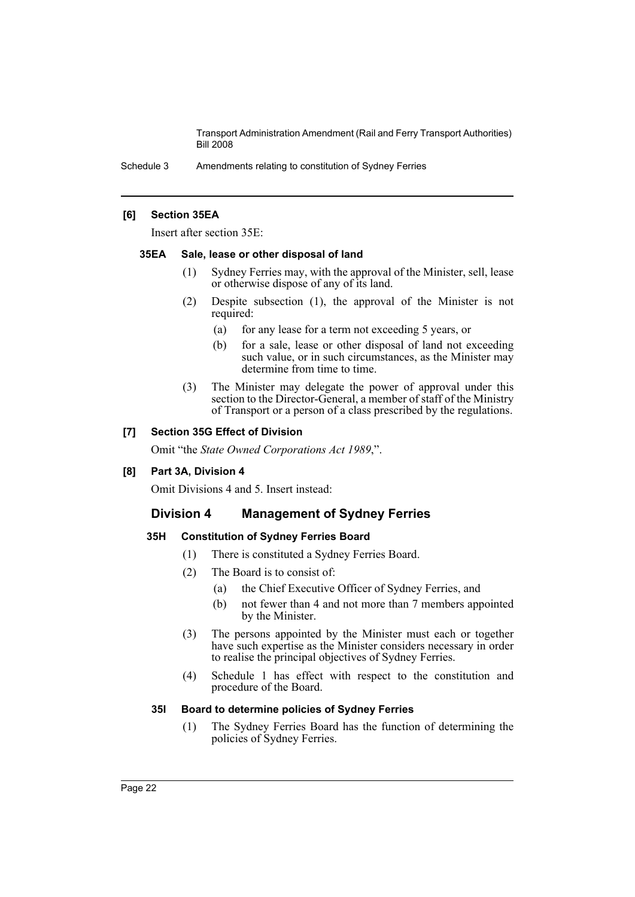**[6] Section 35EA**

Insert after section 35E:

**35EA Sale, lease or other disposal of land**

(1) Sydney Ferries may, with the approval of the Minister, sell, lease or otherwise dispose of any of its land.

(2) Despite subsection (1), the approval of the Minister is not required:

- (a) for any lease for a term not exceeding 5 years, or
- (b) for a sale, lease or other disposal of land not exceeding such value, or in such circumstances, as the Minister may determine from time to time.

(3) The Minister may delegate the power of approval under this section to the Director-General, a member of staff of the Ministry of Transport or a person of a class prescribed by the regulations.

**[7] Section 35G Effect of Division**

Omit "the *State Owned Corporations Act 1989*,".

**[8] Part 3A, Division 4**

Omit Divisions 4 and 5. Insert instead:

## Division 4 Management of Sydney Ferries

**35H Constitution of Sydney Ferries Board**

(1) There is constituted a Sydney Ferries Board.

(2) The Board is to consist of:

- (a) the Chief Executive Officer of Sydney Ferries, and
- (b) not fewer than 4 and not more than 7 members appointed by the Minister.

(3) The persons appointed by the Minister must each or together have such expertise as the Minister considers necessary in order to realise the principal objectives of Sydney Ferries.

(4) Schedule 1 has effect with respect to the constitution and procedure of the Board.

**35I Board to determine policies of Sydney Ferries**

(1) The Sydney Ferries Board has the function of determining the policies of Sydney Ferries.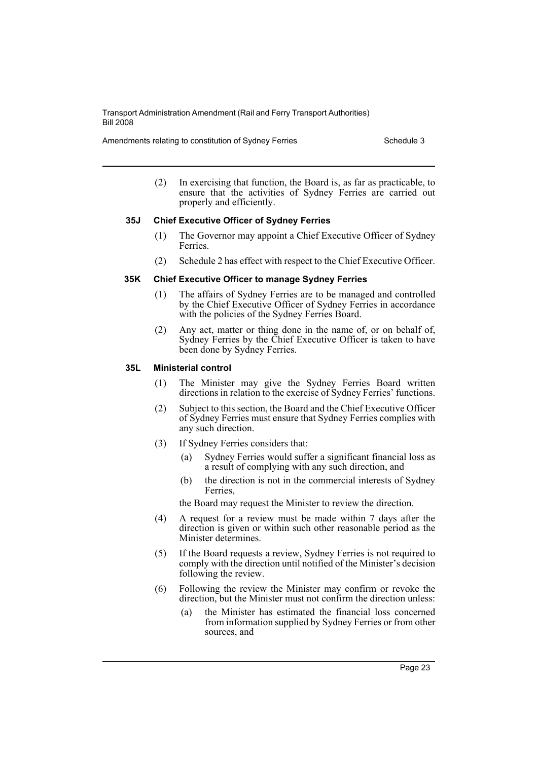(2) In exercising that function, the Board is, as far as practicable, to ensure that the activities of Sydney Ferries are carried out properly and efficiently.

### 35J Chief Executive Officer of Sydney Ferries

(1) The Governor may appoint a Chief Executive Officer of Sydney Ferries.

(2) Schedule 2 has effect with respect to the Chief Executive Officer.

### 35K Chief Executive Officer to manage Sydney Ferries

(1) The affairs of Sydney Ferries are to be managed and controlled by the Chief Executive Officer of Sydney Ferries in accordance with the policies of the Sydney Ferries Board.

(2) Any act, matter or thing done in the name of, or on behalf of, Sydney Ferries by the Chief Executive Officer is taken to have been done by Sydney Ferries.

### 35L Ministerial control

(1) The Minister may give the Sydney Ferries Board written directions in relation to the exercise of Sydney Ferries' functions.

(2) Subject to this section, the Board and the Chief Executive Officer of Sydney Ferries must ensure that Sydney Ferries complies with any such direction.

(3) If Sydney Ferries considers that:

- (a) Sydney Ferries would suffer a significant financial loss as a result of complying with any such direction, and
- (b) the direction is not in the commercial interests of Sydney Ferries,

the Board may request the Minister to review the direction.

(4) A request for a review must be made within 7 days after the direction is given or within such other reasonable period as the Minister determines.

(5) If the Board requests a review, Sydney Ferries is not required to comply with the direction until notified of the Minister's decision following the review.

(6) Following the review the Minister may confirm or revoke the direction, but the Minister must not confirm the direction unless:

- (a) the Minister has estimated the financial loss concerned from information supplied by Sydney Ferries or from other sources, and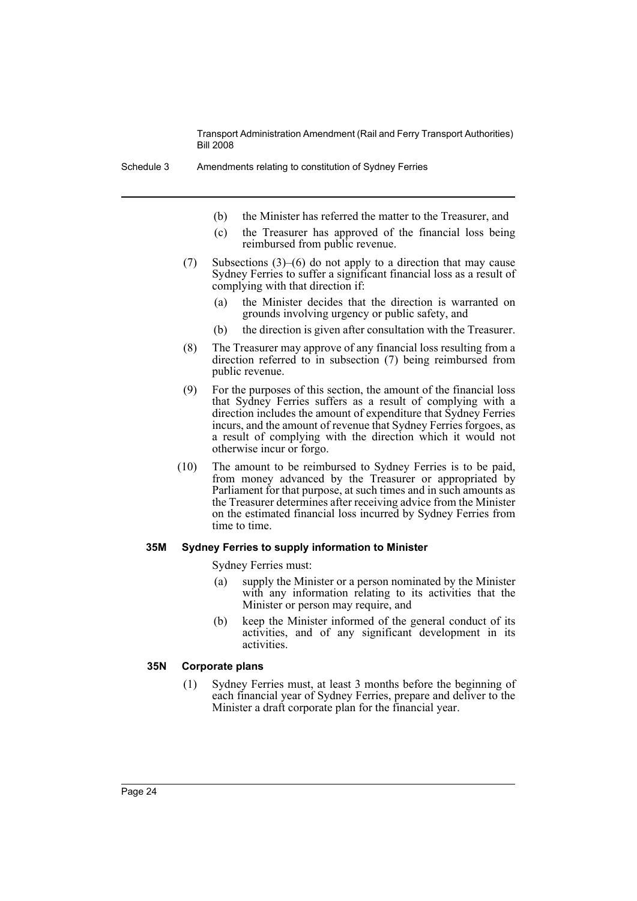(b) the Minister has referred the matter to the Treasurer, and

(c) the Treasurer has approved of the financial loss being reimbursed from public revenue.

(7) Subsections (3)–(6) do not apply to a direction that may cause Sydney Ferries to suffer a significant financial loss as a result of complying with that direction if:

(a) the Minister decides that the direction is warranted on grounds involving urgency or public safety, and

(b) the direction is given after consultation with the Treasurer.

(8) The Treasurer may approve of any financial loss resulting from a direction referred to in subsection (7) being reimbursed from public revenue.

(9) For the purposes of this section, the amount of the financial loss that Sydney Ferries suffers as a result of complying with a direction includes the amount of expenditure that Sydney Ferries incurs, and the amount of revenue that Sydney Ferries forgoes, as a result of complying with the direction which it would not otherwise incur or forgo.

(10) The amount to be reimbursed to Sydney Ferries is to be paid, from money advanced by the Treasurer or appropriated by Parliament for that purpose, at such times and in such amounts as the Treasurer determines after receiving advice from the Minister on the estimated financial loss incurred by Sydney Ferries from time to time.

**35M Sydney Ferries to supply information to Minister**

Sydney Ferries must:

(a) supply the Minister or a person nominated by the Minister with any information relating to its activities that the Minister or person may require, and

(b) keep the Minister informed of the general conduct of its activities, and of any significant development in its activities.

**35N Corporate plans**

(1) Sydney Ferries must, at least 3 months before the beginning of each financial year of Sydney Ferries, prepare and deliver to the Minister a draft corporate plan for the financial year.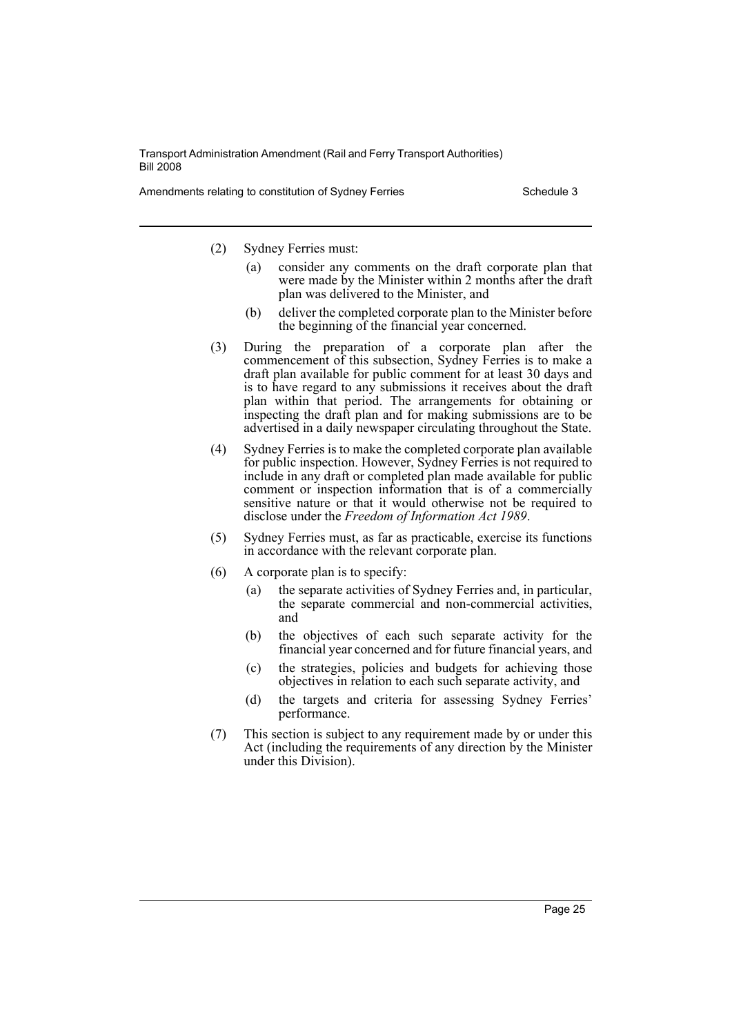(2) Sydney Ferries must:

(a) consider any comments on the draft corporate plan that were made by the Minister within 2 months after the draft plan was delivered to the Minister, and

(b) deliver the completed corporate plan to the Minister before the beginning of the financial year concerned.

(3) During the preparation of a corporate plan after the commencement of this subsection, Sydney Ferries is to make a draft plan available for public comment for at least 30 days and is to have regard to any submissions it receives about the draft plan within that period. The arrangements for obtaining or inspecting the draft plan and for making submissions are to be advertised in a daily newspaper circulating throughout the State.

(4) Sydney Ferries is to make the completed corporate plan available for public inspection. However, Sydney Ferries is not required to include in any draft or completed plan made available for public comment or inspection information that is of a commercially sensitive nature or that it would otherwise not be required to disclose under the *Freedom of Information Act 1989*.

(5) Sydney Ferries must, as far as practicable, exercise its functions in accordance with the relevant corporate plan.

(6) A corporate plan is to specify:

(a) the separate activities of Sydney Ferries and, in particular, the separate commercial and non-commercial activities, and

(b) the objectives of each such separate activity for the financial year concerned and for future financial years, and

(c) the strategies, policies and budgets for achieving those objectives in relation to each such separate activity, and

(d) the targets and criteria for assessing Sydney Ferries' performance.

(7) This section is subject to any requirement made by or under this Act (including the requirements of any direction by the Minister under this Division).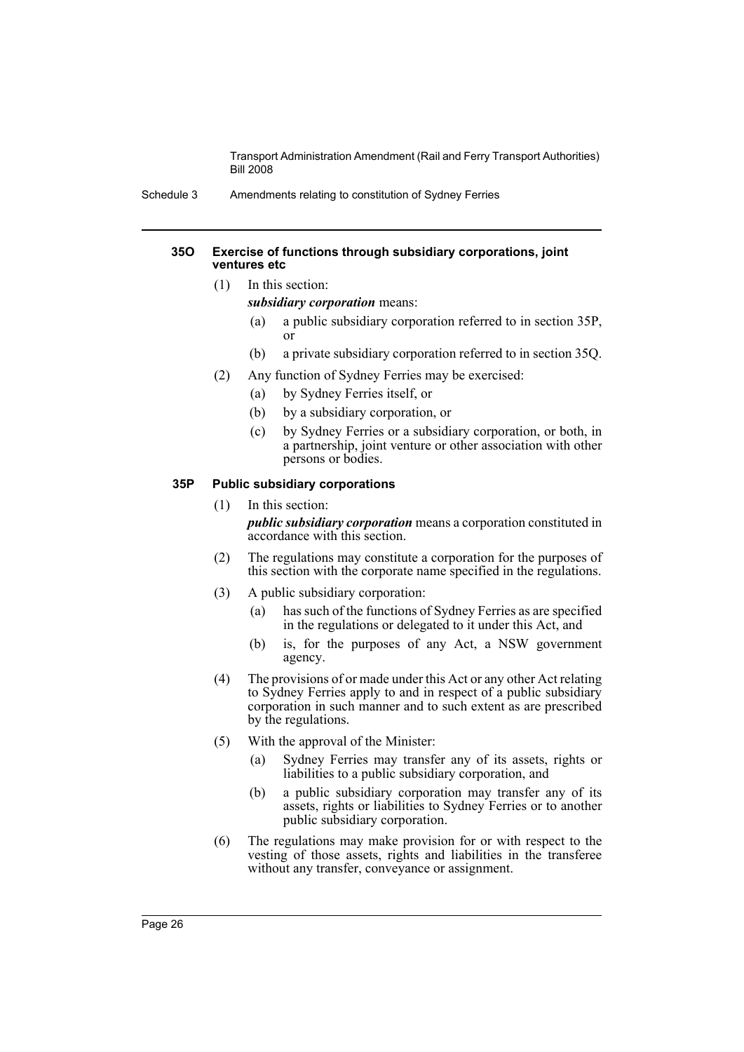#### 35O Exercise of functions through subsidiary corporations, joint ventures etc

(1) In this section:

***subsidiary corporation*** means:

- (a) a public subsidiary corporation referred to in section 35P, or
- (b) a private subsidiary corporation referred to in section 35Q.

(2) Any function of Sydney Ferries may be exercised:

- (a) by Sydney Ferries itself, or
- (b) by a subsidiary corporation, or
- (c) by Sydney Ferries or a subsidiary corporation, or both, in a partnership, joint venture or other association with other persons or bodies.

#### 35P Public subsidiary corporations

(1) In this section:

***public subsidiary corporation*** means a corporation constituted in accordance with this section.

(2) The regulations may constitute a corporation for the purposes of this section with the corporate name specified in the regulations.

(3) A public subsidiary corporation:

- (a) has such of the functions of Sydney Ferries as are specified in the regulations or delegated to it under this Act, and
- (b) is, for the purposes of any Act, a NSW government agency.

(4) The provisions of or made under this Act or any other Act relating to Sydney Ferries apply to and in respect of a public subsidiary corporation in such manner and to such extent as are prescribed by the regulations.

(5) With the approval of the Minister:

- (a) Sydney Ferries may transfer any of its assets, rights or liabilities to a public subsidiary corporation, and
- (b) a public subsidiary corporation may transfer any of its assets, rights or liabilities to Sydney Ferries or to another public subsidiary corporation.

(6) The regulations may make provision for or with respect to the vesting of those assets, rights and liabilities in the transferee without any transfer, conveyance or assignment.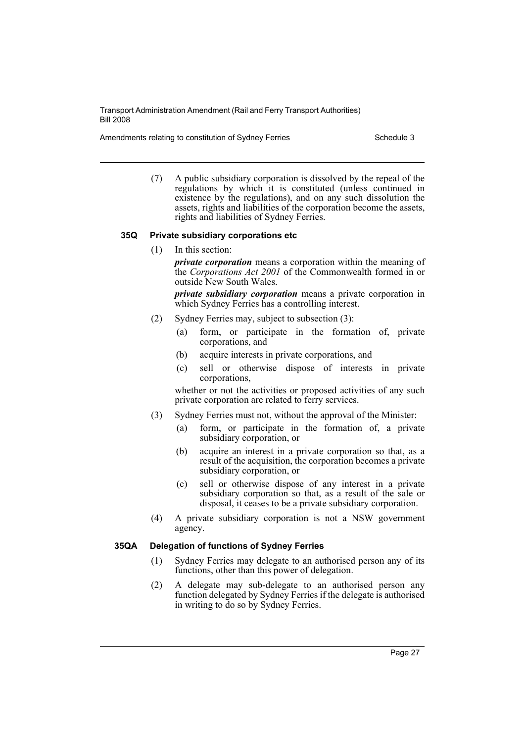(7) A public subsidiary corporation is dissolved by the repeal of the regulations by which it is constituted (unless continued in existence by the regulations), and on any such dissolution the assets, rights and liabilities of the corporation become the assets, rights and liabilities of Sydney Ferries.

### 35Q Private subsidiary corporations etc

(1) In this section:

***private corporation*** means a corporation within the meaning of the *Corporations Act 2001* of the Commonwealth formed in or outside New South Wales.

***private subsidiary corporation*** means a private corporation in which Sydney Ferries has a controlling interest.

(2) Sydney Ferries may, subject to subsection (3):

- (a) form, or participate in the formation of, private corporations, and
- (b) acquire interests in private corporations, and
- (c) sell or otherwise dispose of interests in private corporations,

whether or not the activities or proposed activities of any such private corporation are related to ferry services.

(3) Sydney Ferries must not, without the approval of the Minister:

- (a) form, or participate in the formation of, a private subsidiary corporation, or
- (b) acquire an interest in a private corporation so that, as a result of the acquisition, the corporation becomes a private subsidiary corporation, or
- (c) sell or otherwise dispose of any interest in a private subsidiary corporation so that, as a result of the sale or disposal, it ceases to be a private subsidiary corporation.

(4) A private subsidiary corporation is not a NSW government agency.

### 35QA Delegation of functions of Sydney Ferries

(1) Sydney Ferries may delegate to an authorised person any of its functions, other than this power of delegation.

(2) A delegate may sub-delegate to an authorised person any function delegated by Sydney Ferries if the delegate is authorised in writing to do so by Sydney Ferries.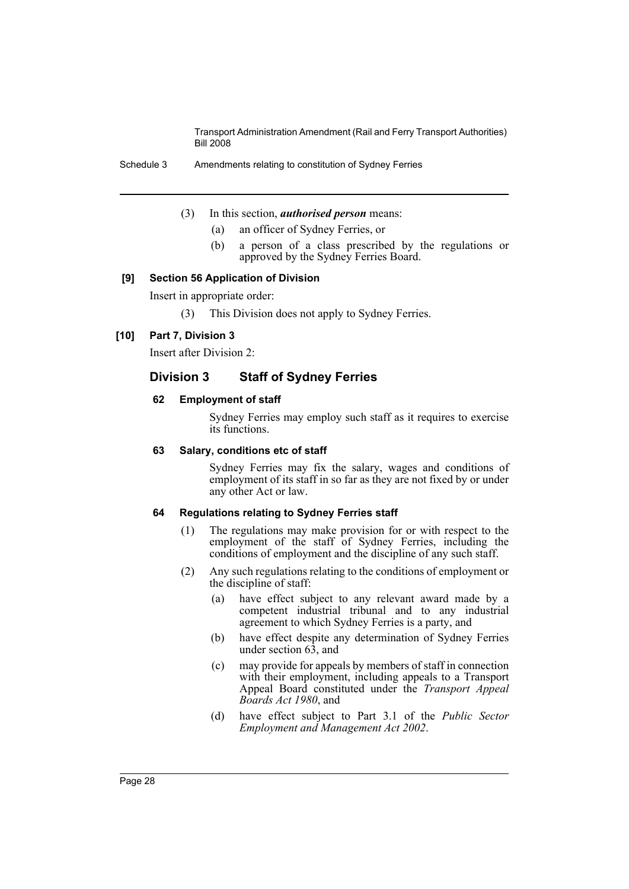(3) In this section, ***authorised person*** means:

(a) an officer of Sydney Ferries, or

(b) a person of a class prescribed by the regulations or approved by the Sydney Ferries Board.

**[9] Section 56 Application of Division**

Insert in appropriate order:

(3) This Division does not apply to Sydney Ferries.

**[10] Part 7, Division 3**

Insert after Division 2:

## Division 3 Staff of Sydney Ferries

**62 Employment of staff**

Sydney Ferries may employ such staff as it requires to exercise its functions.

**63 Salary, conditions etc of staff**

Sydney Ferries may fix the salary, wages and conditions of employment of its staff in so far as they are not fixed by or under any other Act or law.

**64 Regulations relating to Sydney Ferries staff**

(1) The regulations may make provision for or with respect to the employment of the staff of Sydney Ferries, including the conditions of employment and the discipline of any such staff.

(2) Any such regulations relating to the conditions of employment or the discipline of staff:

(a) have effect subject to any relevant award made by a competent industrial tribunal and to any industrial agreement to which Sydney Ferries is a party, and

(b) have effect despite any determination of Sydney Ferries under section 63, and

(c) may provide for appeals by members of staff in connection with their employment, including appeals to a Transport Appeal Board constituted under the *Transport Appeal Boards Act 1980*, and

(d) have effect subject to Part 3.1 of the *Public Sector Employment and Management Act 2002*.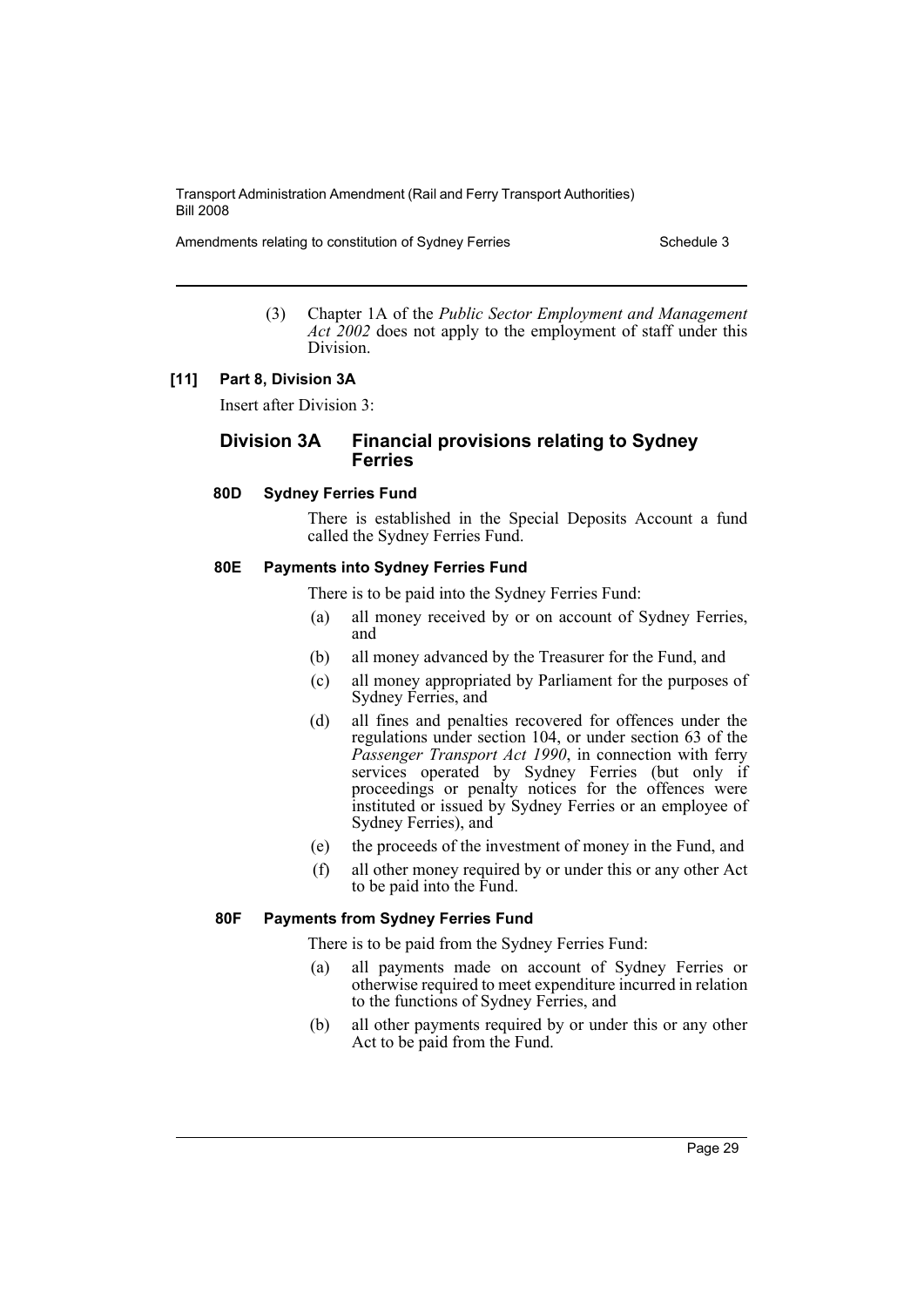(3) Chapter 1A of the *Public Sector Employment and Management Act 2002* does not apply to the employment of staff under this Division.

**[11] Part 8, Division 3A**

Insert after Division 3:

## Division 3A Financial provisions relating to Sydney Ferries

#### 80D Sydney Ferries Fund

There is established in the Special Deposits Account a fund called the Sydney Ferries Fund.

#### 80E Payments into Sydney Ferries Fund

There is to be paid into the Sydney Ferries Fund:

(a) all money received by or on account of Sydney Ferries, and

(b) all money advanced by the Treasurer for the Fund, and

(c) all money appropriated by Parliament for the purposes of Sydney Ferries, and

(d) all fines and penalties recovered for offences under the regulations under section 104, or under section 63 of the *Passenger Transport Act 1990*, in connection with ferry services operated by Sydney Ferries (but only if proceedings or penalty notices for the offences were instituted or issued by Sydney Ferries or an employee of Sydney Ferries), and

(e) the proceeds of the investment of money in the Fund, and

(f) all other money required by or under this or any other Act to be paid into the Fund.

#### 80F Payments from Sydney Ferries Fund

There is to be paid from the Sydney Ferries Fund:

(a) all payments made on account of Sydney Ferries or otherwise required to meet expenditure incurred in relation to the functions of Sydney Ferries, and

(b) all other payments required by or under this or any other Act to be paid from the Fund.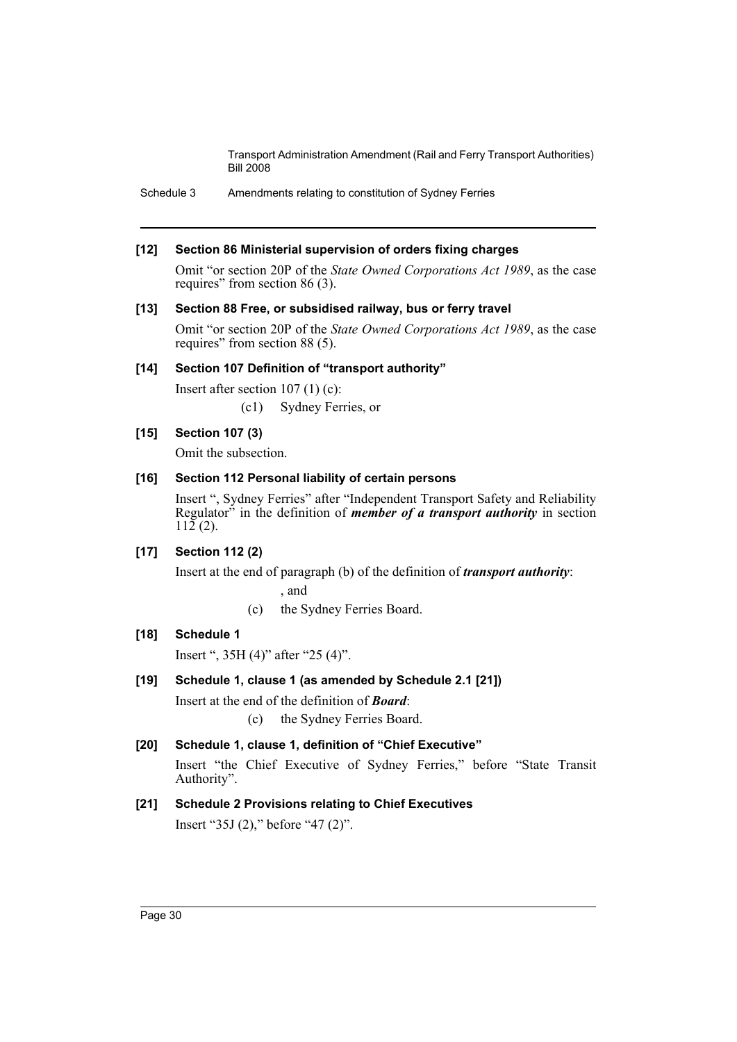#### [12] Section 86 Ministerial supervision of orders fixing charges

Omit "or section 20P of the *State Owned Corporations Act 1989*, as the case requires" from section 86 (3).

#### [13] Section 88 Free, or subsidised railway, bus or ferry travel

Omit "or section 20P of the *State Owned Corporations Act 1989*, as the case requires" from section 88 (5).

#### [14] Section 107 Definition of "transport authority"

Insert after section 107 (1) (c):

(c1) Sydney Ferries, or

#### [15] Section 107 (3)

Omit the subsection.

#### [16] Section 112 Personal liability of certain persons

Insert ", Sydney Ferries" after "Independent Transport Safety and Reliability Regulator" in the definition of ***member of a transport authority*** in section 112 (2).

#### [17] Section 112 (2)

Insert at the end of paragraph (b) of the definition of ***transport authority***:

, and

(c) the Sydney Ferries Board.

#### [18] Schedule 1

Insert ", 35H (4)" after "25 (4)".

#### [19] Schedule 1, clause 1 (as amended by Schedule 2.1 [21])

Insert at the end of the definition of ***Board***:

(c) the Sydney Ferries Board.

#### [20] Schedule 1, clause 1, definition of "Chief Executive"

Insert "the Chief Executive of Sydney Ferries," before "State Transit Authority".

#### [21] Schedule 2 Provisions relating to Chief Executives

Insert "35J (2)," before "47 (2)".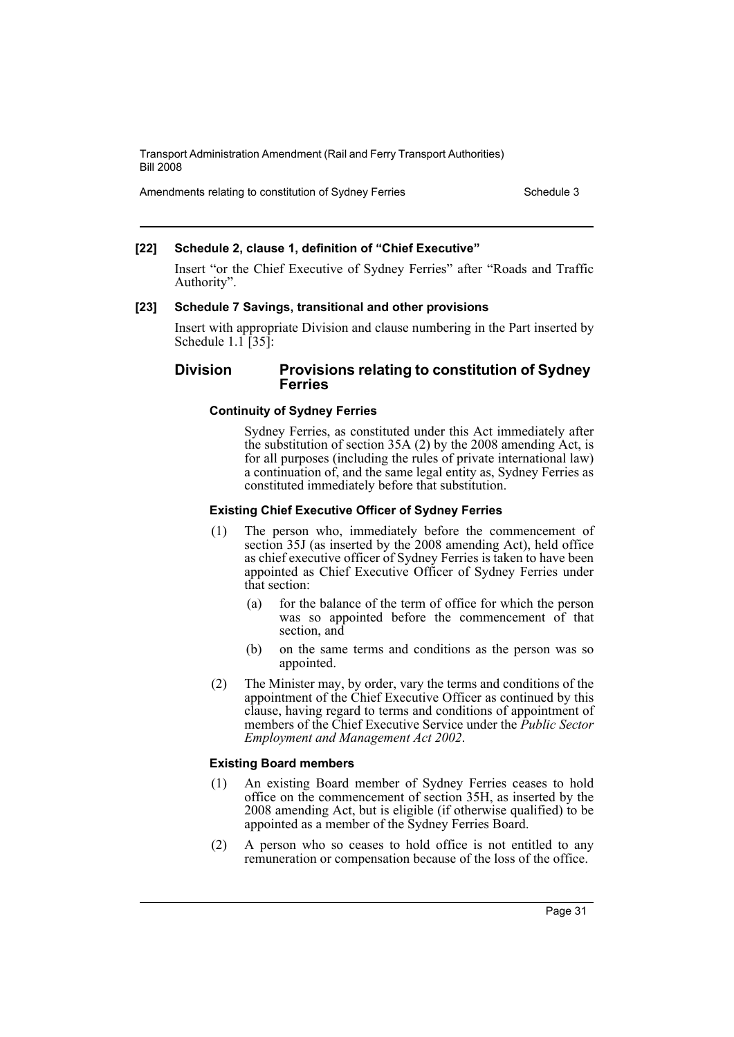**[22] Schedule 2, clause 1, definition of "Chief Executive"**

Insert "or the Chief Executive of Sydney Ferries" after "Roads and Traffic Authority".

**[23] Schedule 7 Savings, transitional and other provisions**

Insert with appropriate Division and clause numbering in the Part inserted by Schedule 1.1 [35]:

## Division Provisions relating to constitution of Sydney Ferries

#### Continuity of Sydney Ferries

Sydney Ferries, as constituted under this Act immediately after the substitution of section 35A (2) by the 2008 amending Act, is for all purposes (including the rules of private international law) a continuation of, and the same legal entity as, Sydney Ferries as constituted immediately before that substitution.

#### Existing Chief Executive Officer of Sydney Ferries

(1) The person who, immediately before the commencement of section 35J (as inserted by the 2008 amending Act), held office as chief executive officer of Sydney Ferries is taken to have been appointed as Chief Executive Officer of Sydney Ferries under that section:

(a) for the balance of the term of office for which the person was so appointed before the commencement of that section, and

(b) on the same terms and conditions as the person was so appointed.

(2) The Minister may, by order, vary the terms and conditions of the appointment of the Chief Executive Officer as continued by this clause, having regard to terms and conditions of appointment of members of the Chief Executive Service under the *Public Sector Employment and Management Act 2002*.

#### Existing Board members

(1) An existing Board member of Sydney Ferries ceases to hold office on the commencement of section 35H, as inserted by the 2008 amending Act, but is eligible (if otherwise qualified) to be appointed as a member of the Sydney Ferries Board.

(2) A person who so ceases to hold office is not entitled to any remuneration or compensation because of the loss of the office.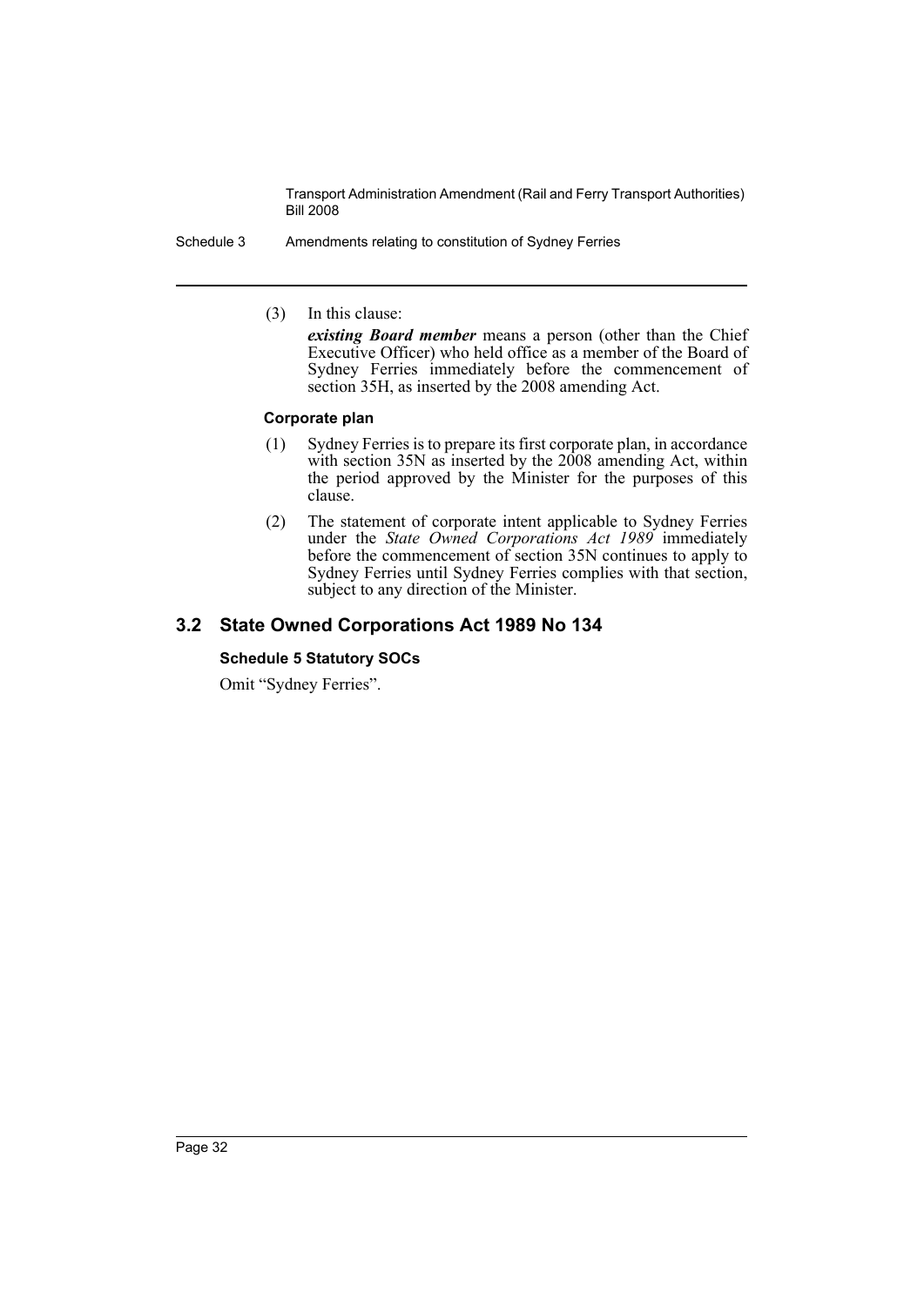(3) In this clause:

***existing Board member*** means a person (other than the Chief Executive Officer) who held office as a member of the Board of Sydney Ferries immediately before the commencement of section 35H, as inserted by the 2008 amending Act.

**Corporate plan**

(1) Sydney Ferries is to prepare its first corporate plan, in accordance with section 35N as inserted by the 2008 amending Act, within the period approved by the Minister for the purposes of this clause.

(2) The statement of corporate intent applicable to Sydney Ferries under the *State Owned Corporations Act 1989* immediately before the commencement of section 35N continues to apply to Sydney Ferries until Sydney Ferries complies with that section, subject to any direction of the Minister.

## 3.2 State Owned Corporations Act 1989 No 134

**Schedule 5 Statutory SOCs**

Omit "Sydney Ferries".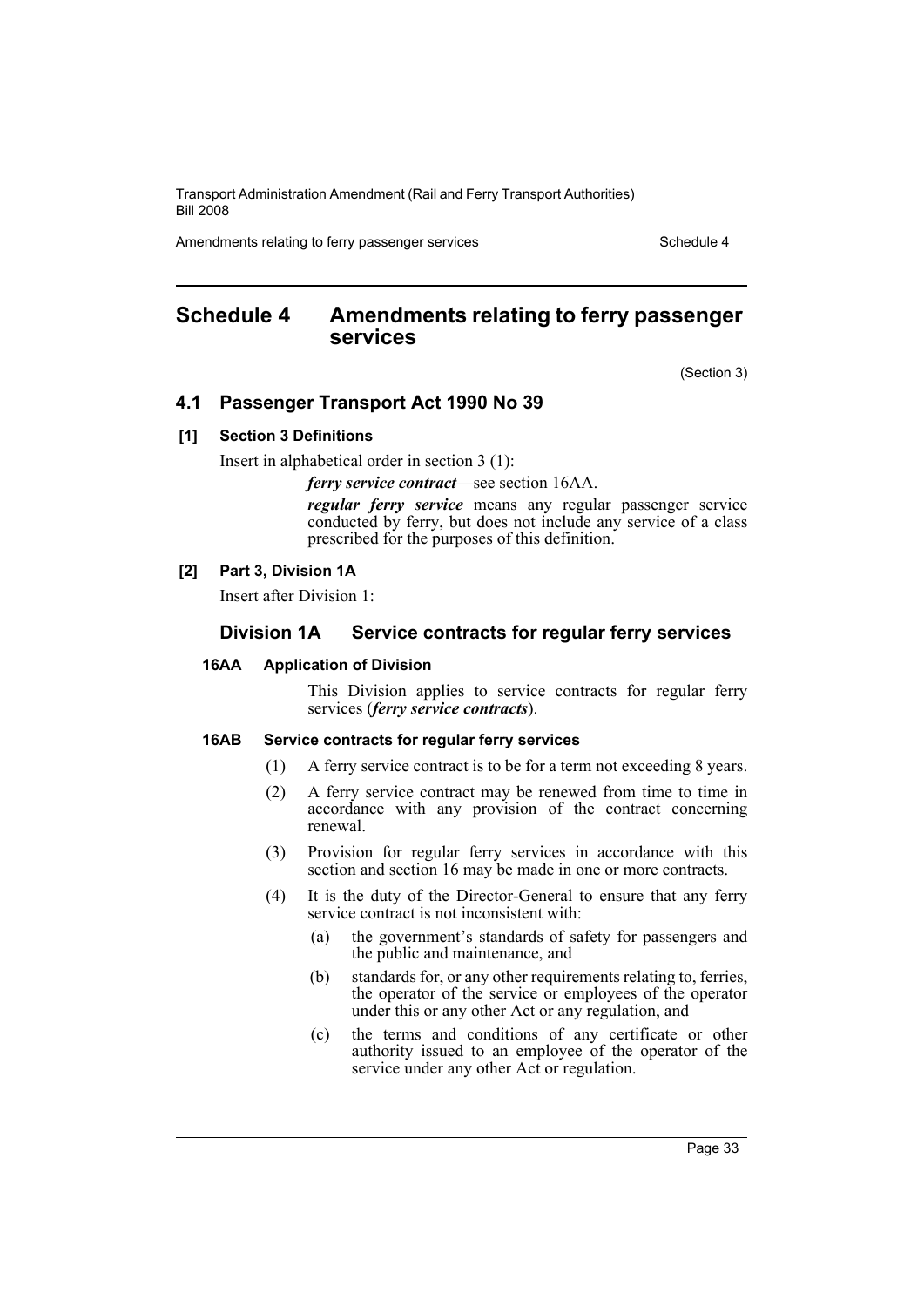# Schedule 4 Amendments relating to ferry passenger services

(Section 3)

## 4.1 Passenger Transport Act 1990 No 39

### [1] Section 3 Definitions

Insert in alphabetical order in section 3 (1):

> ***ferry service contract***—see section 16AA.
>
> ***regular ferry service*** means any regular passenger service conducted by ferry, but does not include any service of a class prescribed for the purposes of this definition.

### [2] Part 3, Division 1A

Insert after Division 1:

## Division 1A Service contracts for regular ferry services

#### 16AA Application of Division

This Division applies to service contracts for regular ferry services (***ferry service contracts***).

#### 16AB Service contracts for regular ferry services

(1) A ferry service contract is to be for a term not exceeding 8 years.

(2) A ferry service contract may be renewed from time to time in accordance with any provision of the contract concerning renewal.

(3) Provision for regular ferry services in accordance with this section and section 16 may be made in one or more contracts.

(4) It is the duty of the Director-General to ensure that any ferry service contract is not inconsistent with:

- (a) the government's standards of safety for passengers and the public and maintenance, and
- (b) standards for, or any other requirements relating to, ferries, the operator of the service or employees of the operator under this or any other Act or any regulation, and
- (c) the terms and conditions of any certificate or other authority issued to an employee of the operator of the service under any other Act or regulation.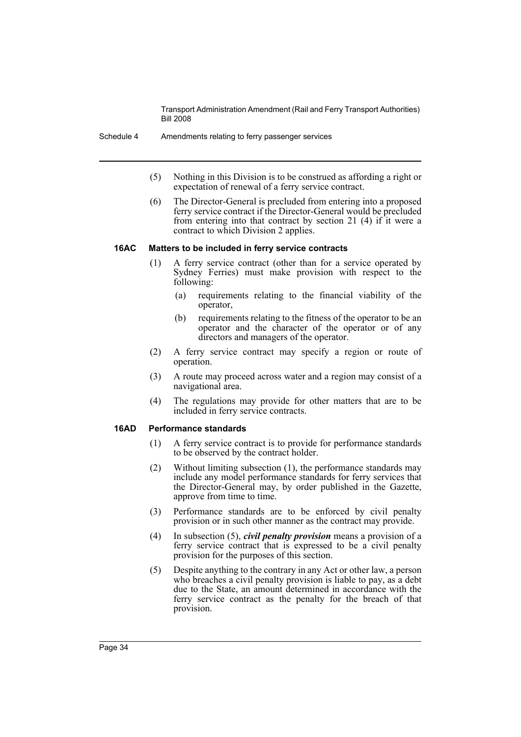(5) Nothing in this Division is to be construed as affording a right or expectation of renewal of a ferry service contract.

(6) The Director-General is precluded from entering into a proposed ferry service contract if the Director-General would be precluded from entering into that contract by section 21 (4) if it were a contract to which Division 2 applies.

### 16AC Matters to be included in ferry service contracts

(1) A ferry service contract (other than for a service operated by Sydney Ferries) must make provision with respect to the following:

- (a) requirements relating to the financial viability of the operator,
- (b) requirements relating to the fitness of the operator to be an operator and the character of the operator or of any directors and managers of the operator.

(2) A ferry service contract may specify a region or route of operation.

(3) A route may proceed across water and a region may consist of a navigational area.

(4) The regulations may provide for other matters that are to be included in ferry service contracts.

### 16AD Performance standards

(1) A ferry service contract is to provide for performance standards to be observed by the contract holder.

(2) Without limiting subsection (1), the performance standards may include any model performance standards for ferry services that the Director-General may, by order published in the Gazette, approve from time to time.

(3) Performance standards are to be enforced by civil penalty provision or in such other manner as the contract may provide.

(4) In subsection (5), ***civil penalty provision*** means a provision of a ferry service contract that is expressed to be a civil penalty provision for the purposes of this section.

(5) Despite anything to the contrary in any Act or other law, a person who breaches a civil penalty provision is liable to pay, as a debt due to the State, an amount determined in accordance with the ferry service contract as the penalty for the breach of that provision.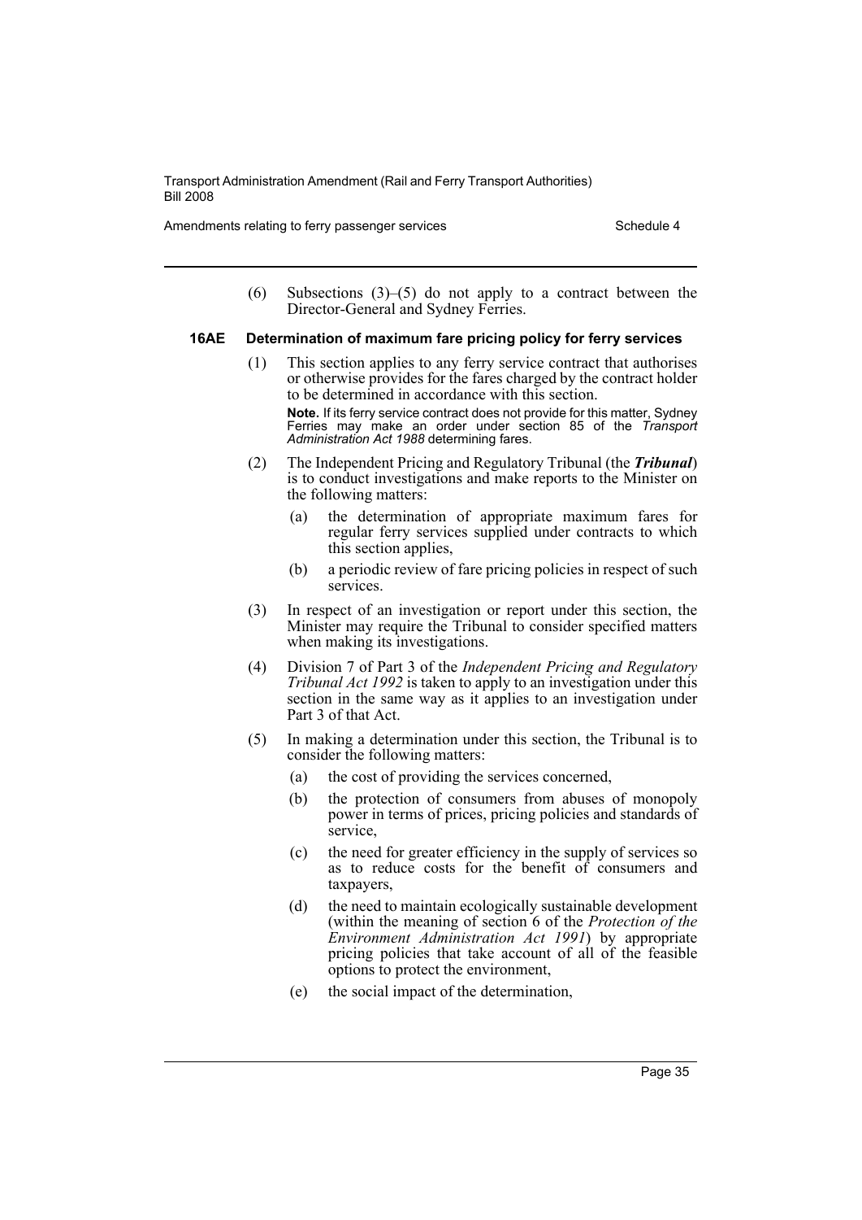(6) Subsections (3)–(5) do not apply to a contract between the Director-General and Sydney Ferries.

### 16AE Determination of maximum fare pricing policy for ferry services

(1) This section applies to any ferry service contract that authorises or otherwise provides for the fares charged by the contract holder to be determined in accordance with this section.

**Note.** If its ferry service contract does not provide for this matter, Sydney Ferries may make an order under section 85 of the *Transport Administration Act 1988* determining fares.

(2) The Independent Pricing and Regulatory Tribunal (the ***Tribunal***) is to conduct investigations and make reports to the Minister on the following matters:

- (a) the determination of appropriate maximum fares for regular ferry services supplied under contracts to which this section applies,
- (b) a periodic review of fare pricing policies in respect of such services.

(3) In respect of an investigation or report under this section, the Minister may require the Tribunal to consider specified matters when making its investigations.

(4) Division 7 of Part 3 of the *Independent Pricing and Regulatory Tribunal Act 1992* is taken to apply to an investigation under this section in the same way as it applies to an investigation under Part 3 of that Act.

(5) In making a determination under this section, the Tribunal is to consider the following matters:

- (a) the cost of providing the services concerned,
- (b) the protection of consumers from abuses of monopoly power in terms of prices, pricing policies and standards of service,
- (c) the need for greater efficiency in the supply of services so as to reduce costs for the benefit of consumers and taxpayers,
- (d) the need to maintain ecologically sustainable development (within the meaning of section 6 of the *Protection of the Environment Administration Act 1991*) by appropriate pricing policies that take account of all of the feasible options to protect the environment,
- (e) the social impact of the determination,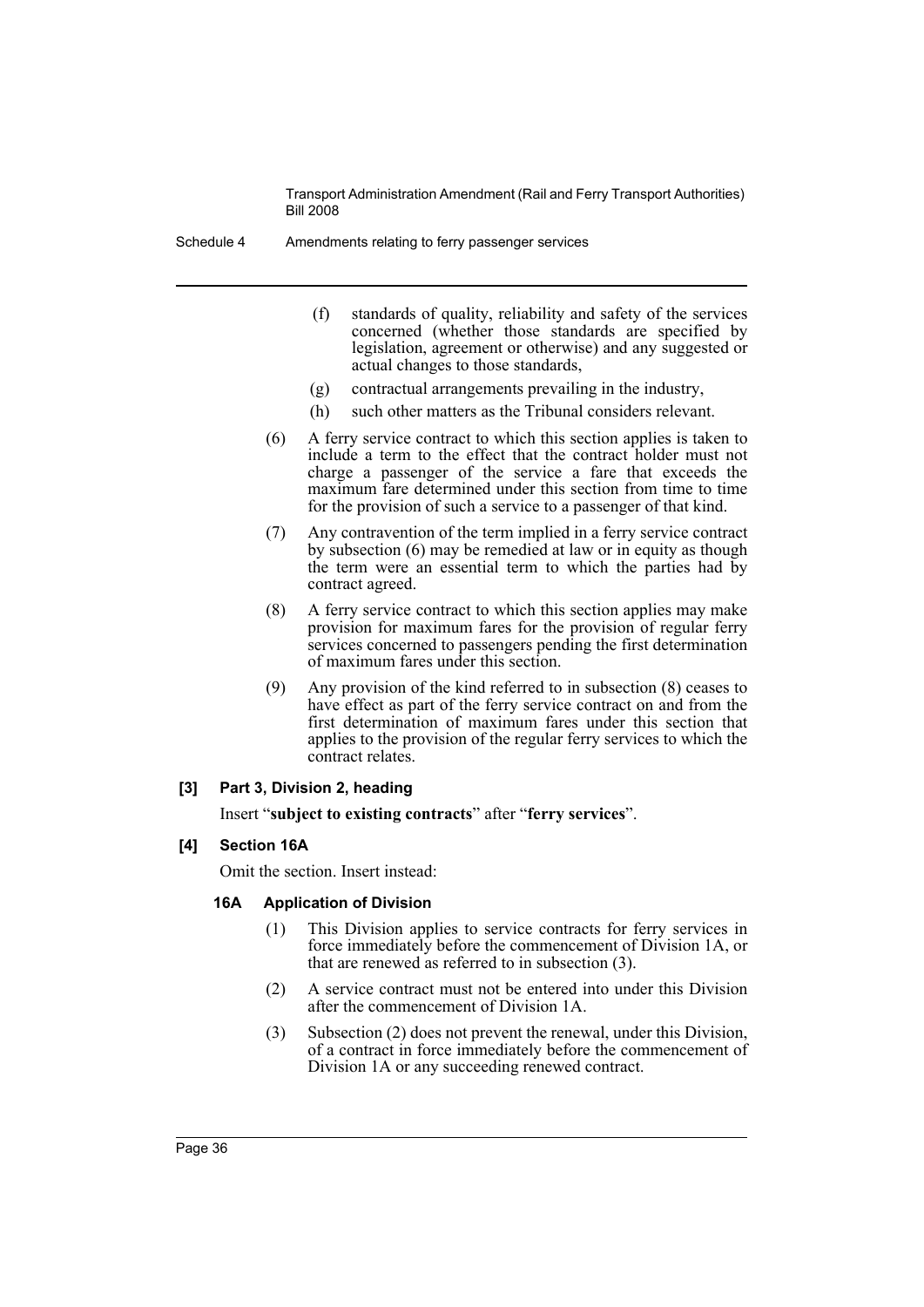(f) standards of quality, reliability and safety of the services concerned (whether those standards are specified by legislation, agreement or otherwise) and any suggested or actual changes to those standards,

(g) contractual arrangements prevailing in the industry,

(h) such other matters as the Tribunal considers relevant.

(6) A ferry service contract to which this section applies is taken to include a term to the effect that the contract holder must not charge a passenger of the service a fare that exceeds the maximum fare determined under this section from time to time for the provision of such a service to a passenger of that kind.

(7) Any contravention of the term implied in a ferry service contract by subsection (6) may be remedied at law or in equity as though the term were an essential term to which the parties had by contract agreed.

(8) A ferry service contract to which this section applies may make provision for maximum fares for the provision of regular ferry services concerned to passengers pending the first determination of maximum fares under this section.

(9) Any provision of the kind referred to in subsection (8) ceases to have effect as part of the ferry service contract on and from the first determination of maximum fares under this section that applies to the provision of the regular ferry services to which the contract relates.

#### [3] Part 3, Division 2, heading

Insert "**subject to existing contracts**" after "**ferry services**".

#### [4] Section 16A

Omit the section. Insert instead:

##### 16A Application of Division

(1) This Division applies to service contracts for ferry services in force immediately before the commencement of Division 1A, or that are renewed as referred to in subsection (3).

(2) A service contract must not be entered into under this Division after the commencement of Division 1A.

(3) Subsection (2) does not prevent the renewal, under this Division, of a contract in force immediately before the commencement of Division 1A or any succeeding renewed contract.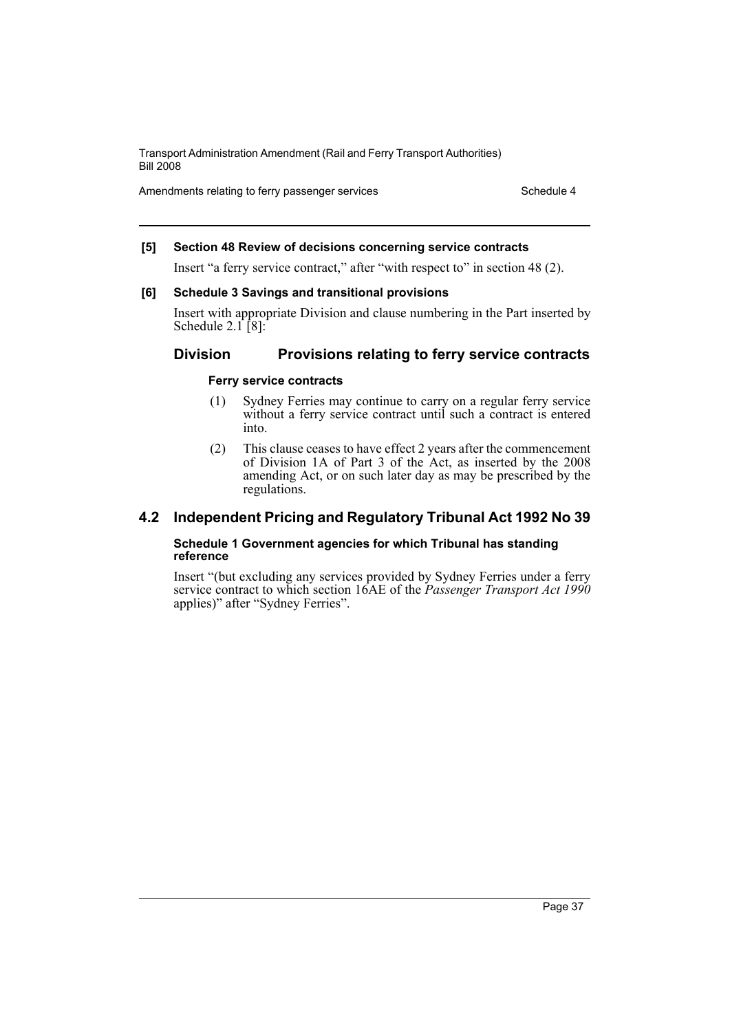**[5] Section 48 Review of decisions concerning service contracts**

Insert "a ferry service contract," after "with respect to" in section 48 (2).

**[6] Schedule 3 Savings and transitional provisions**

Insert with appropriate Division and clause numbering in the Part inserted by Schedule 2.1 [8]:

## Division Provisions relating to ferry service contracts

**Ferry service contracts**

(1) Sydney Ferries may continue to carry on a regular ferry service without a ferry service contract until such a contract is entered into.

(2) This clause ceases to have effect 2 years after the commencement of Division 1A of Part 3 of the Act, as inserted by the 2008 amending Act, or on such later day as may be prescribed by the regulations.

## 4.2 Independent Pricing and Regulatory Tribunal Act 1992 No 39

**Schedule 1 Government agencies for which Tribunal has standing reference**

Insert "(but excluding any services provided by Sydney Ferries under a ferry service contract to which section 16AE of the *Passenger Transport Act 1990* applies)" after "Sydney Ferries".